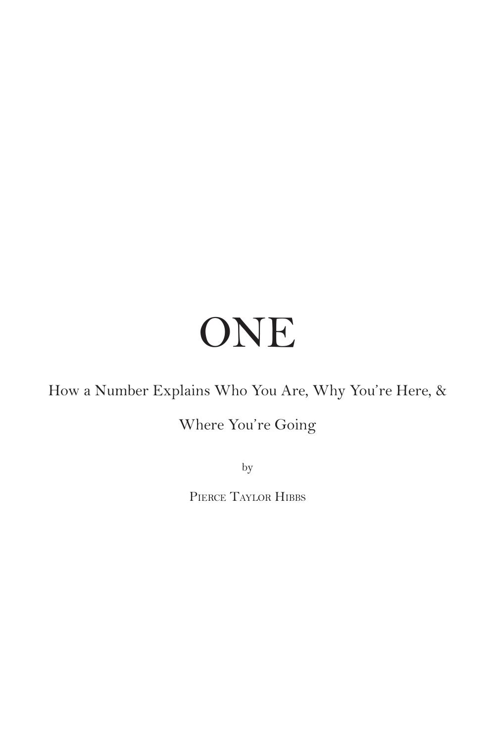# ONE

How a Number Explains Who You Are, Why You're Here, & Where You're Going

by

Pierce Taylor Hibbs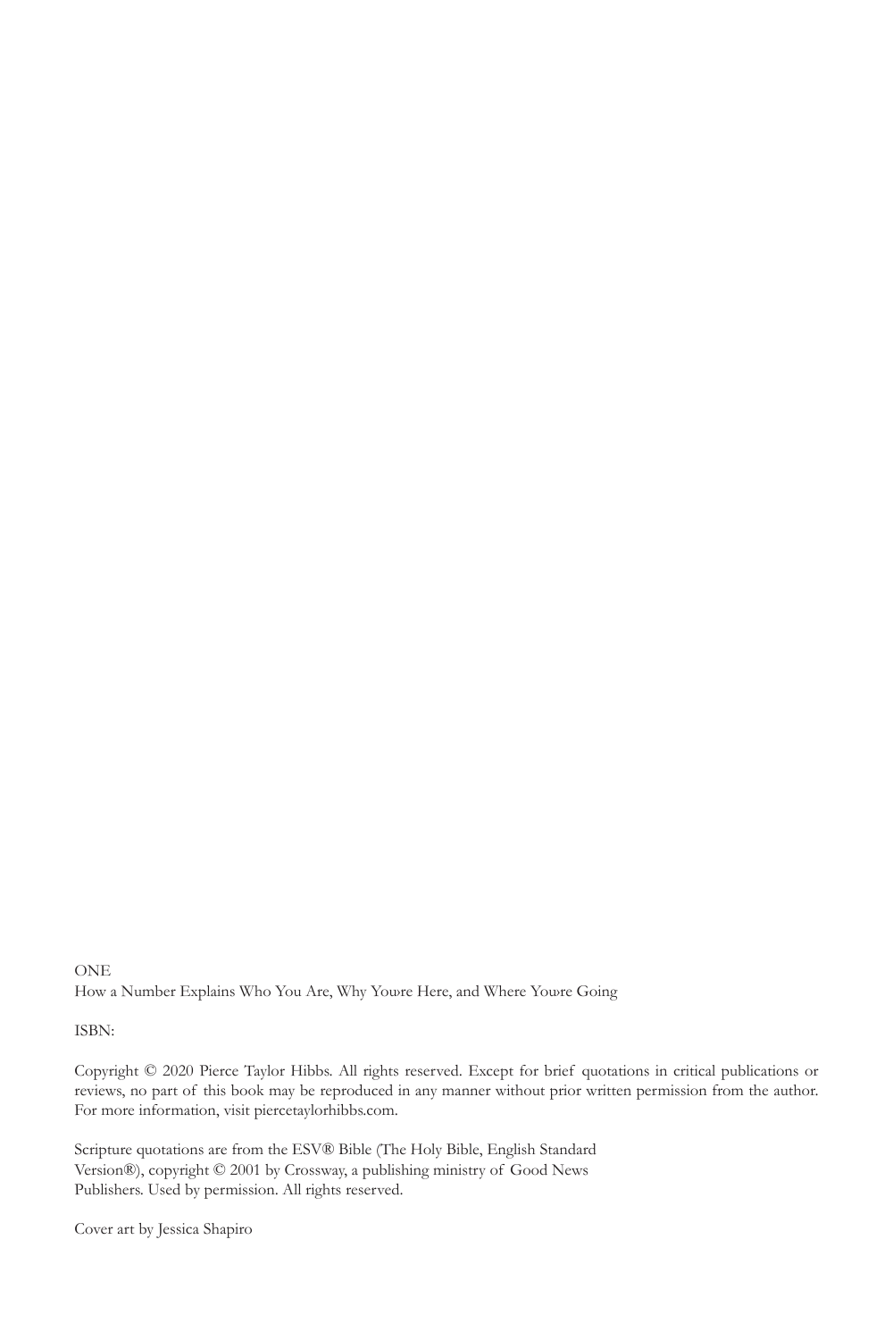ONE
How a Number Explains Who You Are, Why You›re Here, and Where You›re Going

ISBN:

Copyright © 2020 Pierce Taylor Hibbs. All rights reserved. Except for brief quotations in critical publications or reviews, no part of this book may be reproduced in any manner without prior written permission from the author. For more information, visit piercetaylorhibbs.com.

Scripture quotations are from the ESV® Bible (The Holy Bible, English Standard Version®), copyright © 2001 by Crossway, a publishing ministry of Good News Publishers. Used by permission. All rights reserved.

Cover art by Jessica Shapiro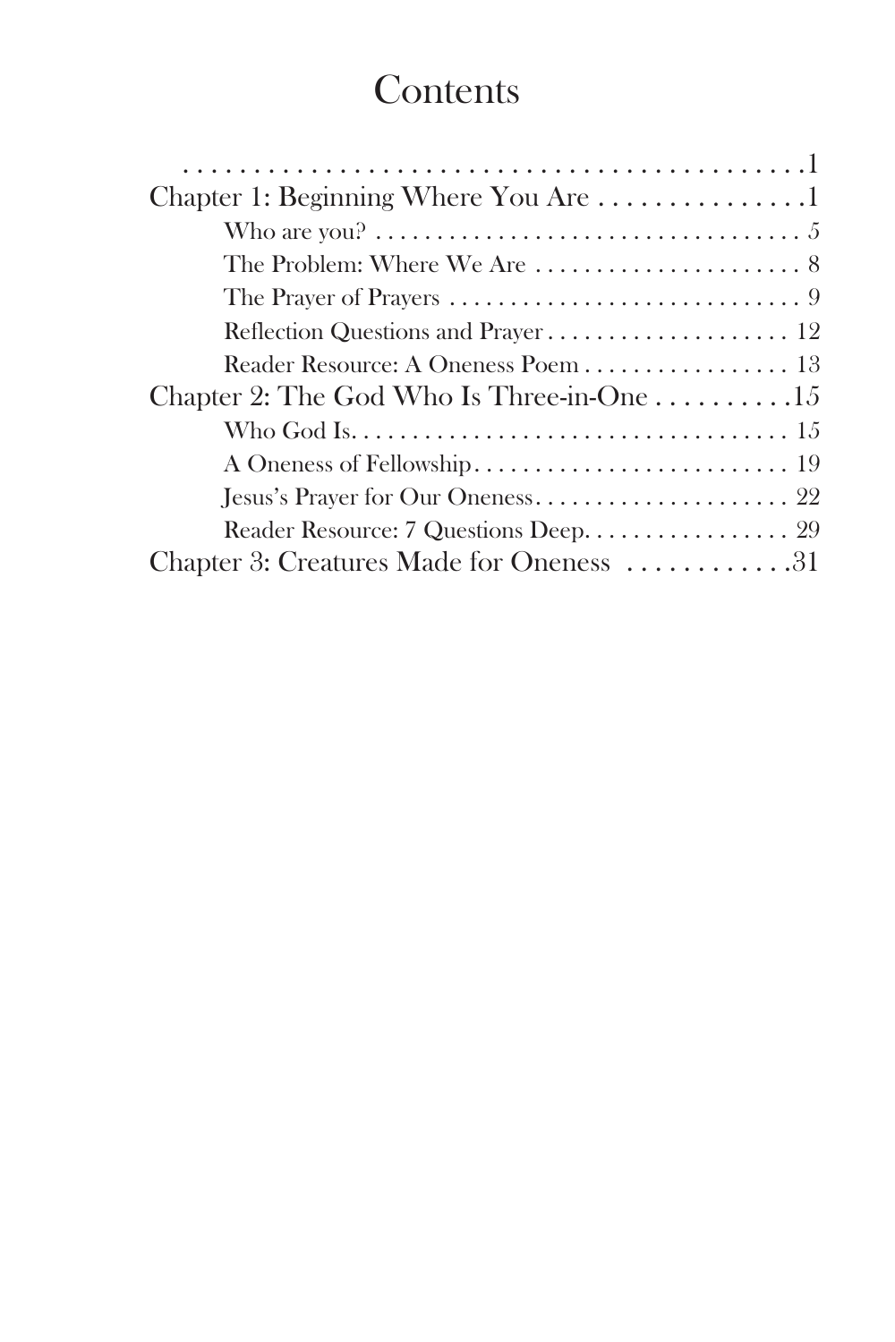# Contents

. . . . . . . . . . . . . . . . . . . . . . . . . . . . . . . . . . . . . . . . . . . 1

Chapter 1: Beginning Where You Are . . . . . . . . . . . . . . . 1

- Who are you? . . . . . . . . . . . . . . . . . . . . . . . . . . . . . . . . . . 5
- The Problem: Where We Are . . . . . . . . . . . . . . . . . . . . . . 8
- The Prayer of Prayers . . . . . . . . . . . . . . . . . . . . . . . . . . . . 9
- Reflection Questions and Prayer . . . . . . . . . . . . . . . . . . . . 12
- Reader Resource: A Oneness Poem . . . . . . . . . . . . . . . . . 13

Chapter 2: The God Who Is Three-in-One . . . . . . . . . . 15

- Who God Is. . . . . . . . . . . . . . . . . . . . . . . . . . . . . . . . . . . 15
- A Oneness of Fellowship. . . . . . . . . . . . . . . . . . . . . . . . . . 19
- Jesus's Prayer for Our Oneness. . . . . . . . . . . . . . . . . . . . . 22
- Reader Resource: 7 Questions Deep. . . . . . . . . . . . . . . . . 29

Chapter 3: Creatures Made for Oneness . . . . . . . . . . . . 31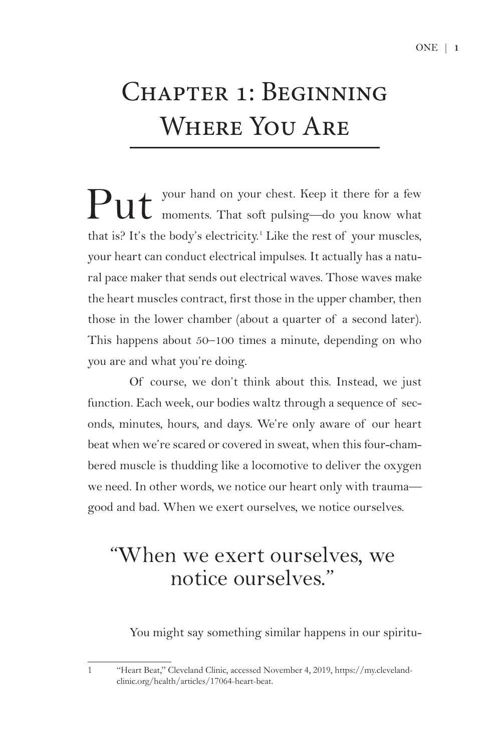# Chapter 1: Beginning Where You Are

Put your hand on your chest. Keep it there for a few moments. That soft pulsing—do you know what that is? It's the body's electricity.[1] Like the rest of your muscles, your heart can conduct electrical impulses. It actually has a natural pace maker that sends out electrical waves. Those waves make the heart muscles contract, first those in the upper chamber, then those in the lower chamber (about a quarter of a second later). This happens about 50–100 times a minute, depending on who you are and what you're doing.

Of course, we don't think about this. Instead, we just function. Each week, our bodies waltz through a sequence of seconds, minutes, hours, and days. We're only aware of our heart beat when we're scared or covered in sweat, when this four-chambered muscle is thudding like a locomotive to deliver the oxygen we need. In other words, we notice our heart only with trauma—good and bad. When we exert ourselves, we notice ourselves.

> "When we exert ourselves, we notice ourselves."

You might say something similar happens in our spiritu-

---

1 "Heart Beat," Cleveland Clinic, accessed November 4, 2019, https://my.clevelandclinic.org/health/articles/17064-heart-beat.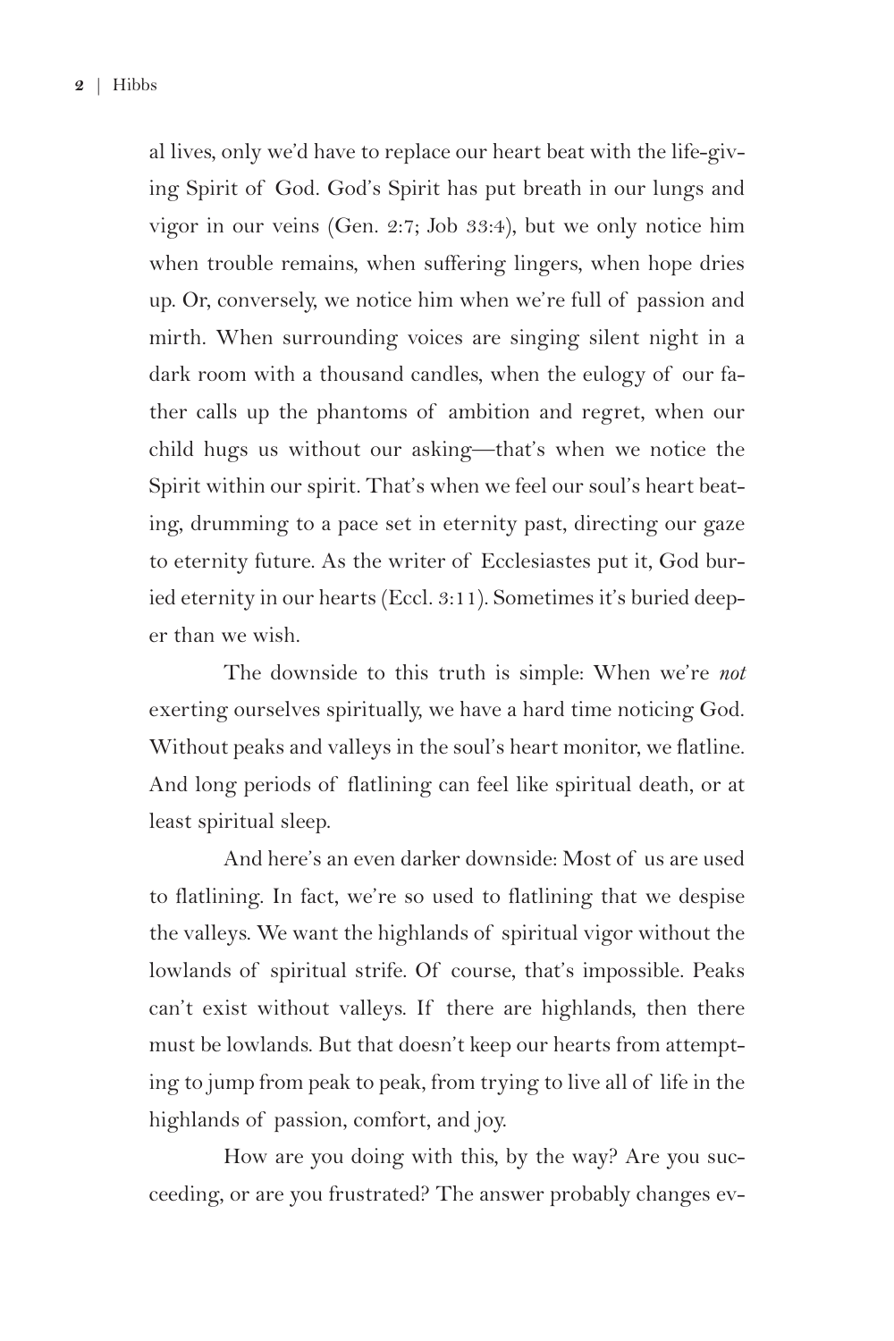al lives, only we'd have to replace our heart beat with the life-giving Spirit of God. God's Spirit has put breath in our lungs and vigor in our veins (Gen. 2:7; Job 33:4), but we only notice him when trouble remains, when suffering lingers, when hope dries up. Or, conversely, we notice him when we're full of passion and mirth. When surrounding voices are singing silent night in a dark room with a thousand candles, when the eulogy of our father calls up the phantoms of ambition and regret, when our child hugs us without our asking—that's when we notice the Spirit within our spirit. That's when we feel our soul's heart beating, drumming to a pace set in eternity past, directing our gaze to eternity future. As the writer of Ecclesiastes put it, God buried eternity in our hearts (Eccl. 3:11). Sometimes it's buried deeper than we wish.

The downside to this truth is simple: When we're *not* exerting ourselves spiritually, we have a hard time noticing God. Without peaks and valleys in the soul's heart monitor, we flatline. And long periods of flatlining can feel like spiritual death, or at least spiritual sleep.

And here's an even darker downside: Most of us are used to flatlining. In fact, we're so used to flatlining that we despise the valleys. We want the highlands of spiritual vigor without the lowlands of spiritual strife. Of course, that's impossible. Peaks can't exist without valleys. If there are highlands, then there must be lowlands. But that doesn't keep our hearts from attempting to jump from peak to peak, from trying to live all of life in the highlands of passion, comfort, and joy.

How are you doing with this, by the way? Are you succeeding, or are you frustrated? The answer probably changes ev-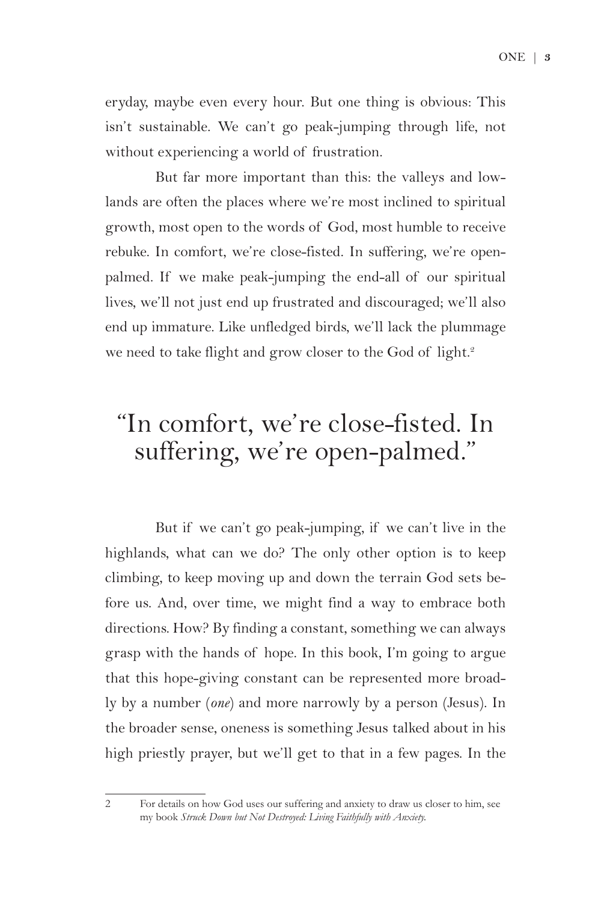eryday, maybe even every hour. But one thing is obvious: This isn't sustainable. We can't go peak-jumping through life, not without experiencing a world of frustration.

But far more important than this: the valleys and lowlands are often the places where we're most inclined to spiritual growth, most open to the words of God, most humble to receive rebuke. In comfort, we're close-fisted. In suffering, we're open-palmed. If we make peak-jumping the end-all of our spiritual lives, we'll not just end up frustrated and discouraged; we'll also end up immature. Like unfledged birds, we'll lack the plummage we need to take flight and grow closer to the God of light.[2]

## "In comfort, we're close-fisted. In suffering, we're open-palmed."

But if we can't go peak-jumping, if we can't live in the highlands, what can we do? The only other option is to keep climbing, to keep moving up and down the terrain God sets before us. And, over time, we might find a way to embrace both directions. How? By finding a constant, something we can always grasp with the hands of hope. In this book, I'm going to argue that this hope-giving constant can be represented more broadly by a number (*one*) and more narrowly by a person (Jesus). In the broader sense, oneness is something Jesus talked about in his high priestly prayer, but we'll get to that in a few pages. In the

---

2 For details on how God uses our suffering and anxiety to draw us closer to him, see my book *Struck Down but Not Destroyed: Living Faithfully with Anxiety.*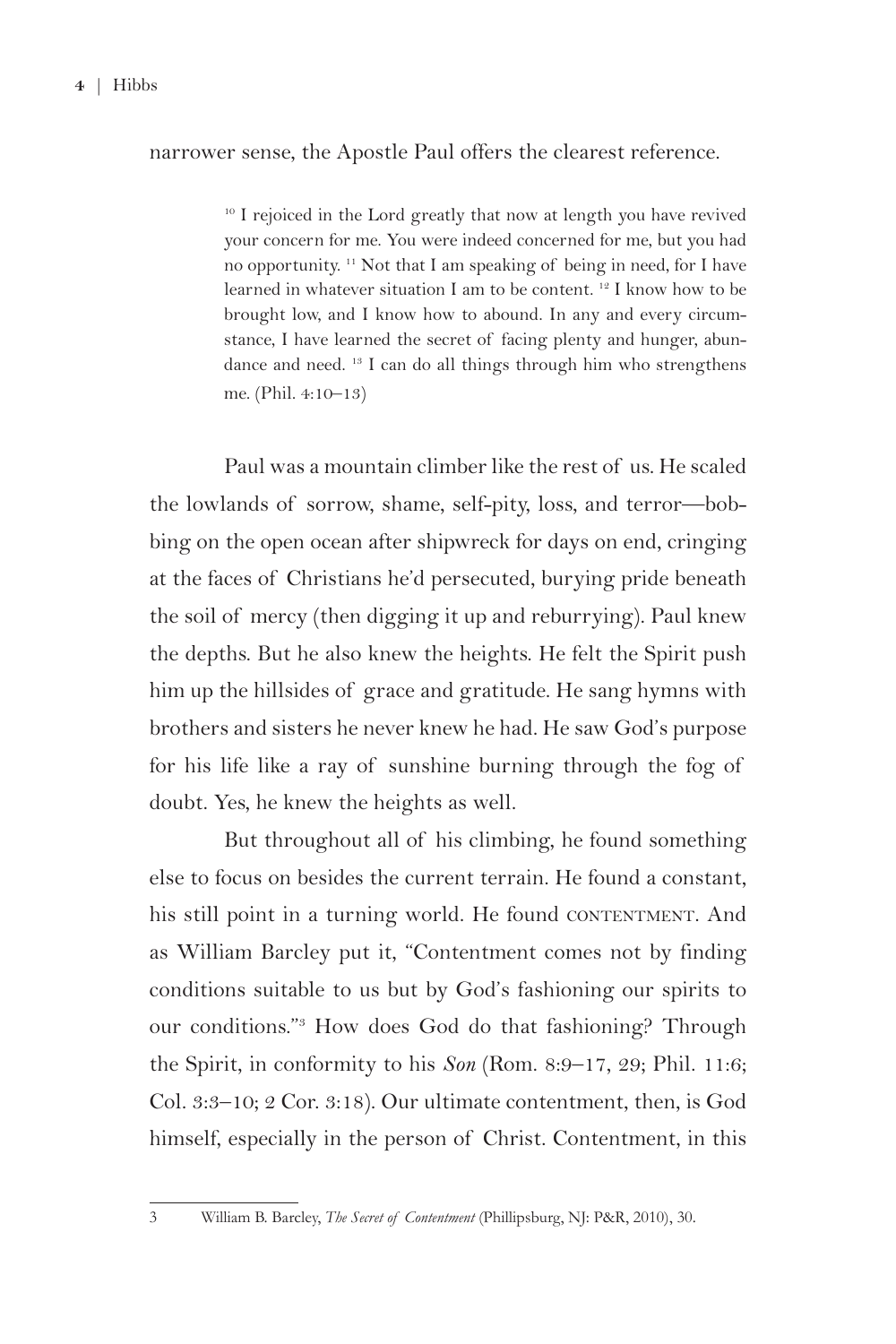narrower sense, the Apostle Paul offers the clearest reference.

> [10] I rejoiced in the Lord greatly that now at length you have revived your concern for me. You were indeed concerned for me, but you had no opportunity. [11] Not that I am speaking of being in need, for I have learned in whatever situation I am to be content. [12] I know how to be brought low, and I know how to abound. In any and every circumstance, I have learned the secret of facing plenty and hunger, abundance and need. [13] I can do all things through him who strengthens me. (Phil. 4:10–13)

Paul was a mountain climber like the rest of us. He scaled the lowlands of sorrow, shame, self-pity, loss, and terror—bobbing on the open ocean after shipwreck for days on end, cringing at the faces of Christians he'd persecuted, burying pride beneath the soil of mercy (then digging it up and reburrying). Paul knew the depths. But he also knew the heights. He felt the Spirit push him up the hillsides of grace and gratitude. He sang hymns with brothers and sisters he never knew he had. He saw God's purpose for his life like a ray of sunshine burning through the fog of doubt. Yes, he knew the heights as well.

But throughout all of his climbing, he found something else to focus on besides the current terrain. He found a constant, his still point in a turning world. He found CONTENTMENT. And as William Barcley put it, "Contentment comes not by finding conditions suitable to us but by God's fashioning our spirits to our conditions."[3] How does God do that fashioning? Through the Spirit, in conformity to his *Son* (Rom. 8:9–17, 29; Phil. 11:6; Col. 3:3–10; 2 Cor. 3:18). Our ultimate contentment, then, is God himself, especially in the person of Christ. Contentment, in this

---

3 William B. Barcley, *The Secret of Contentment* (Phillipsburg, NJ: P&R, 2010), 30.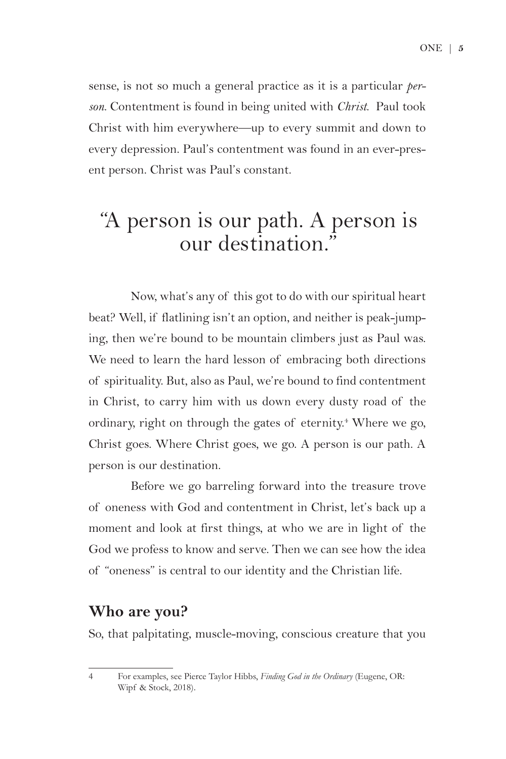sense, is not so much a general practice as it is a particular *person*. Contentment is found in being united with *Christ*. Paul took Christ with him everywhere—up to every summit and down to every depression. Paul's contentment was found in an ever-present person. Christ was Paul's constant.

> "A person is our path. A person is our destination."

Now, what's any of this got to do with our spiritual heart beat? Well, if flatlining isn't an option, and neither is peak-jumping, then we're bound to be mountain climbers just as Paul was. We need to learn the hard lesson of embracing both directions of spirituality. But, also as Paul, we're bound to find contentment in Christ, to carry him with us down every dusty road of the ordinary, right on through the gates of eternity.[4] Where we go, Christ goes. Where Christ goes, we go. A person is our path. A person is our destination.

Before we go barreling forward into the treasure trove of oneness with God and contentment in Christ, let's back up a moment and look at first things, at who we are in light of the God we profess to know and serve. Then we can see how the idea of "oneness" is central to our identity and the Christian life.

## Who are you?

So, that palpitating, muscle-moving, conscious creature that you

---

[4] For examples, see Pierce Taylor Hibbs, *Finding God in the Ordinary* (Eugene, OR: Wipf & Stock, 2018).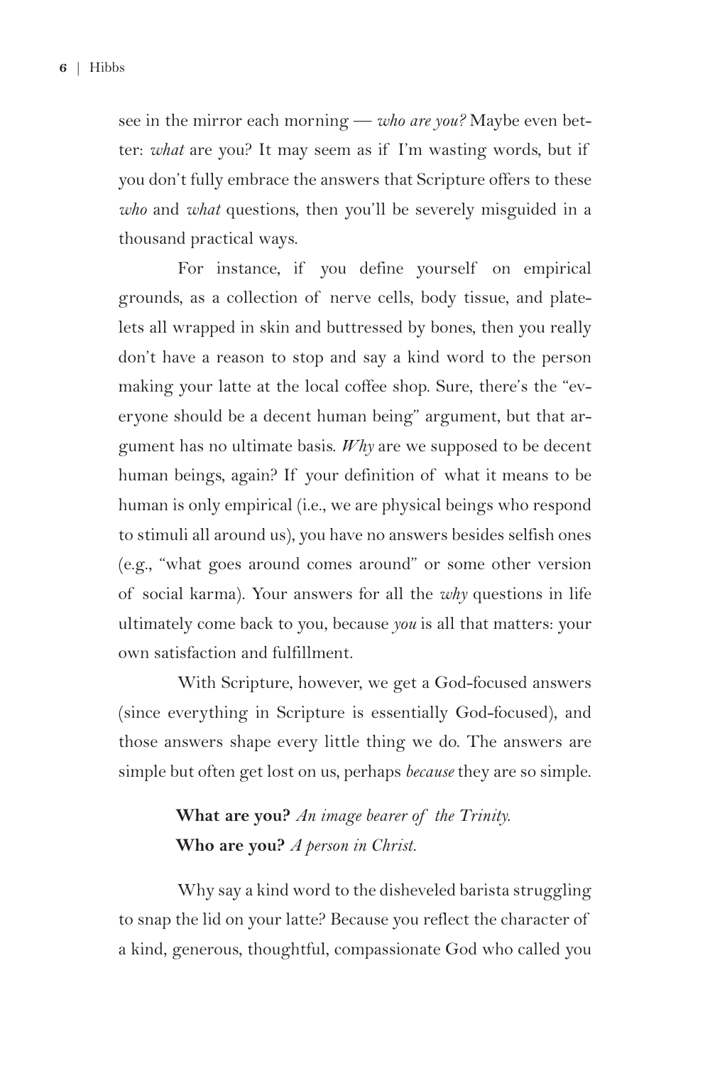see in the mirror each morning — *who are you?* Maybe even better: *what* are you? It may seem as if I'm wasting words, but if you don't fully embrace the answers that Scripture offers to these *who* and *what* questions, then you'll be severely misguided in a thousand practical ways.

For instance, if you define yourself on empirical grounds, as a collection of nerve cells, body tissue, and platelets all wrapped in skin and buttressed by bones, then you really don't have a reason to stop and say a kind word to the person making your latte at the local coffee shop. Sure, there's the "everyone should be a decent human being" argument, but that argument has no ultimate basis. *Why* are we supposed to be decent human beings, again? If your definition of what it means to be human is only empirical (i.e., we are physical beings who respond to stimuli all around us), you have no answers besides selfish ones (e.g., "what goes around comes around" or some other version of social karma). Your answers for all the *why* questions in life ultimately come back to you, because *you* is all that matters: your own satisfaction and fulfillment.

With Scripture, however, we get a God-focused answers (since everything in Scripture is essentially God-focused), and those answers shape every little thing we do. The answers are simple but often get lost on us, perhaps *because* they are so simple.

**What are you?** *An image bearer of the Trinity.*
**Who are you?** *A person in Christ.*

Why say a kind word to the disheveled barista struggling to snap the lid on your latte? Because you reflect the character of a kind, generous, thoughtful, compassionate God who called you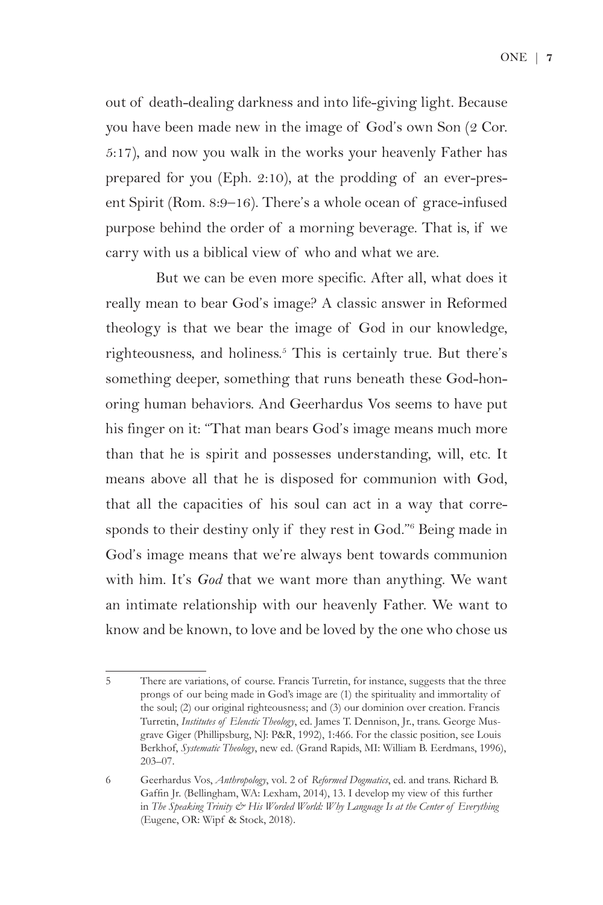out of death-dealing darkness and into life-giving light. Because you have been made new in the image of God's own Son (2 Cor. 5:17), and now you walk in the works your heavenly Father has prepared for you (Eph. 2:10), at the prodding of an ever-present Spirit (Rom. 8:9–16). There's a whole ocean of grace-infused purpose behind the order of a morning beverage. That is, if we carry with us a biblical view of who and what we are.

But we can be even more specific. After all, what does it really mean to bear God's image? A classic answer in Reformed theology is that we bear the image of God in our knowledge, righteousness, and holiness.[5] This is certainly true. But there's something deeper, something that runs beneath these God-honoring human behaviors. And Geerhardus Vos seems to have put his finger on it: "That man bears God's image means much more than that he is spirit and possesses understanding, will, etc. It means above all that he is disposed for communion with God, that all the capacities of his soul can act in a way that corresponds to their destiny only if they rest in God."[6] Being made in God's image means that we're always bent towards communion with him. It's *God* that we want more than anything. We want an intimate relationship with our heavenly Father. We want to know and be known, to love and be loved by the one who chose us

---

5 There are variations, of course. Francis Turretin, for instance, suggests that the three prongs of our being made in God's image are (1) the spirituality and immortality of the soul; (2) our original righteousness; and (3) our dominion over creation. Francis Turretin, *Institutes of Elenctic Theology*, ed. James T. Dennison, Jr., trans. George Musgrave Giger (Phillipsburg, NJ: P&R, 1992), 1:466. For the classic position, see Louis Berkhof, *Systematic Theology*, new ed. (Grand Rapids, MI: William B. Eerdmans, 1996), 203–07.

6 Geerhardus Vos, *Anthropology*, vol. 2 of *Reformed Dogmatics*, ed. and trans. Richard B. Gaffin Jr. (Bellingham, WA: Lexham, 2014), 13. I develop my view of this further in *The Speaking Trinity & His Worded World: Why Language Is at the Center of Everything* (Eugene, OR: Wipf & Stock, 2018).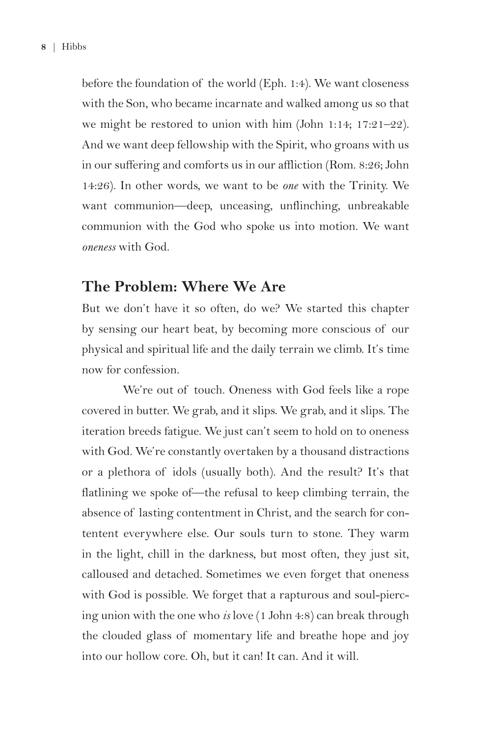before the foundation of the world (Eph. 1:4). We want closeness with the Son, who became incarnate and walked among us so that we might be restored to union with him (John 1:14; 17:21–22). And we want deep fellowship with the Spirit, who groans with us in our suffering and comforts us in our affliction (Rom. 8:26; John 14:26). In other words, we want to be *one* with the Trinity. We want communion—deep, unceasing, unflinching, unbreakable communion with the God who spoke us into motion. We want *oneness* with God.

## The Problem: Where We Are

But we don't have it so often, do we? We started this chapter by sensing our heart beat, by becoming more conscious of our physical and spiritual life and the daily terrain we climb. It's time now for confession.

We're out of touch. Oneness with God feels like a rope covered in butter. We grab, and it slips. We grab, and it slips. The iteration breeds fatigue. We just can't seem to hold on to oneness with God. We're constantly overtaken by a thousand distractions or a plethora of idols (usually both). And the result? It's that flatlining we spoke of—the refusal to keep climbing terrain, the absence of lasting contentment in Christ, and the search for contentent everywhere else. Our souls turn to stone. They warm in the light, chill in the darkness, but most often, they just sit, calloused and detached. Sometimes we even forget that oneness with God is possible. We forget that a rapturous and soul-piercing union with the one who *is* love (1 John 4:8) can break through the clouded glass of momentary life and breathe hope and joy into our hollow core. Oh, but it can! It can. And it will.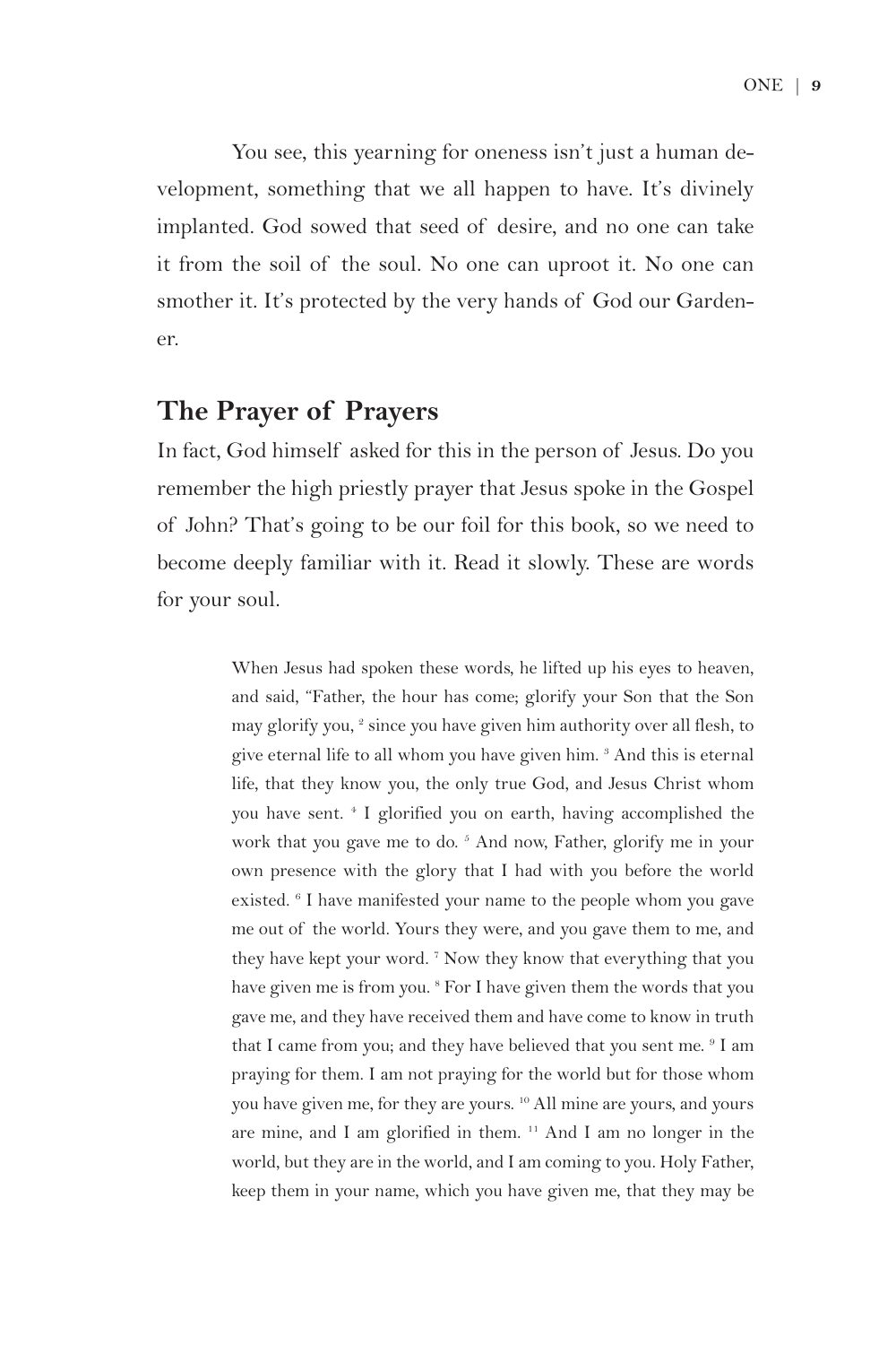You see, this yearning for oneness isn't just a human development, something that we all happen to have. It's divinely implanted. God sowed that seed of desire, and no one can take it from the soil of the soul. No one can uproot it. No one can smother it. It's protected by the very hands of God our Gardener.

## The Prayer of Prayers

In fact, God himself asked for this in the person of Jesus. Do you remember the high priestly prayer that Jesus spoke in the Gospel of John? That's going to be our foil for this book, so we need to become deeply familiar with it. Read it slowly. These are words for your soul.

> When Jesus had spoken these words, he lifted up his eyes to heaven, and said, "Father, the hour has come; glorify your Son that the Son may glorify you, [2] since you have given him authority over all flesh, to give eternal life to all whom you have given him. [3] And this is eternal life, that they know you, the only true God, and Jesus Christ whom you have sent. [4] I glorified you on earth, having accomplished the work that you gave me to do. [5] And now, Father, glorify me in your own presence with the glory that I had with you before the world existed. [6] I have manifested your name to the people whom you gave me out of the world. Yours they were, and you gave them to me, and they have kept your word. [7] Now they know that everything that you have given me is from you. [8] For I have given them the words that you gave me, and they have received them and have come to know in truth that I came from you; and they have believed that you sent me. [9] I am praying for them. I am not praying for the world but for those whom you have given me, for they are yours. [10] All mine are yours, and yours are mine, and I am glorified in them. [11] And I am no longer in the world, but they are in the world, and I am coming to you. Holy Father, keep them in your name, which you have given me, that they may be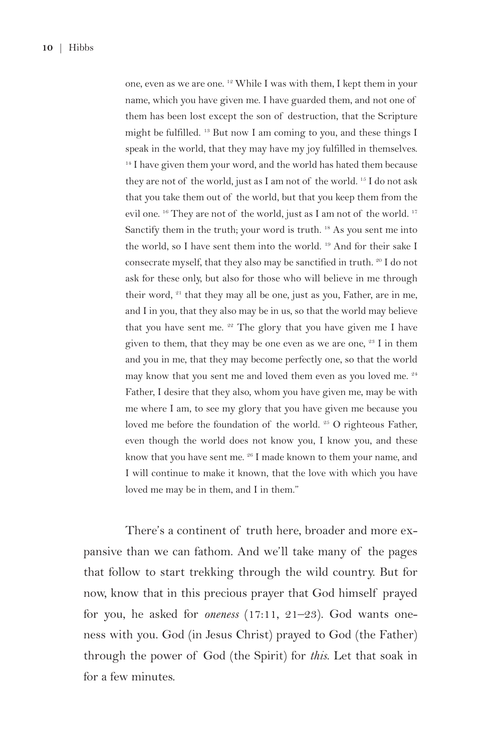> one, even as we are one. [12] While I was with them, I kept them in your name, which you have given me. I have guarded them, and not one of them has been lost except the son of destruction, that the Scripture might be fulfilled. [13] But now I am coming to you, and these things I speak in the world, that they may have my joy fulfilled in themselves. [14] I have given them your word, and the world has hated them because they are not of the world, just as I am not of the world. [15] I do not ask that you take them out of the world, but that you keep them from the evil one. [16] They are not of the world, just as I am not of the world. [17] Sanctify them in the truth; your word is truth. [18] As you sent me into the world, so I have sent them into the world. [19] And for their sake I consecrate myself, that they also may be sanctified in truth. [20] I do not ask for these only, but also for those who will believe in me through their word, [21] that they may all be one, just as you, Father, are in me, and I in you, that they also may be in us, so that the world may believe that you have sent me. [22] The glory that you have given me I have given to them, that they may be one even as we are one, [23] I in them and you in me, that they may become perfectly one, so that the world may know that you sent me and loved them even as you loved me. [24] Father, I desire that they also, whom you have given me, may be with me where I am, to see my glory that you have given me because you loved me before the foundation of the world. [25] O righteous Father, even though the world does not know you, I know you, and these know that you have sent me. [26] I made known to them your name, and I will continue to make it known, that the love with which you have loved me may be in them, and I in them."

There's a continent of truth here, broader and more expansive than we can fathom. And we'll take many of the pages that follow to start trekking through the wild country. But for now, know that in this precious prayer that God himself prayed for you, he asked for *oneness* (17:11, 21–23). God wants oneness with you. God (in Jesus Christ) prayed to God (the Father) through the power of God (the Spirit) for *this*. Let that soak in for a few minutes.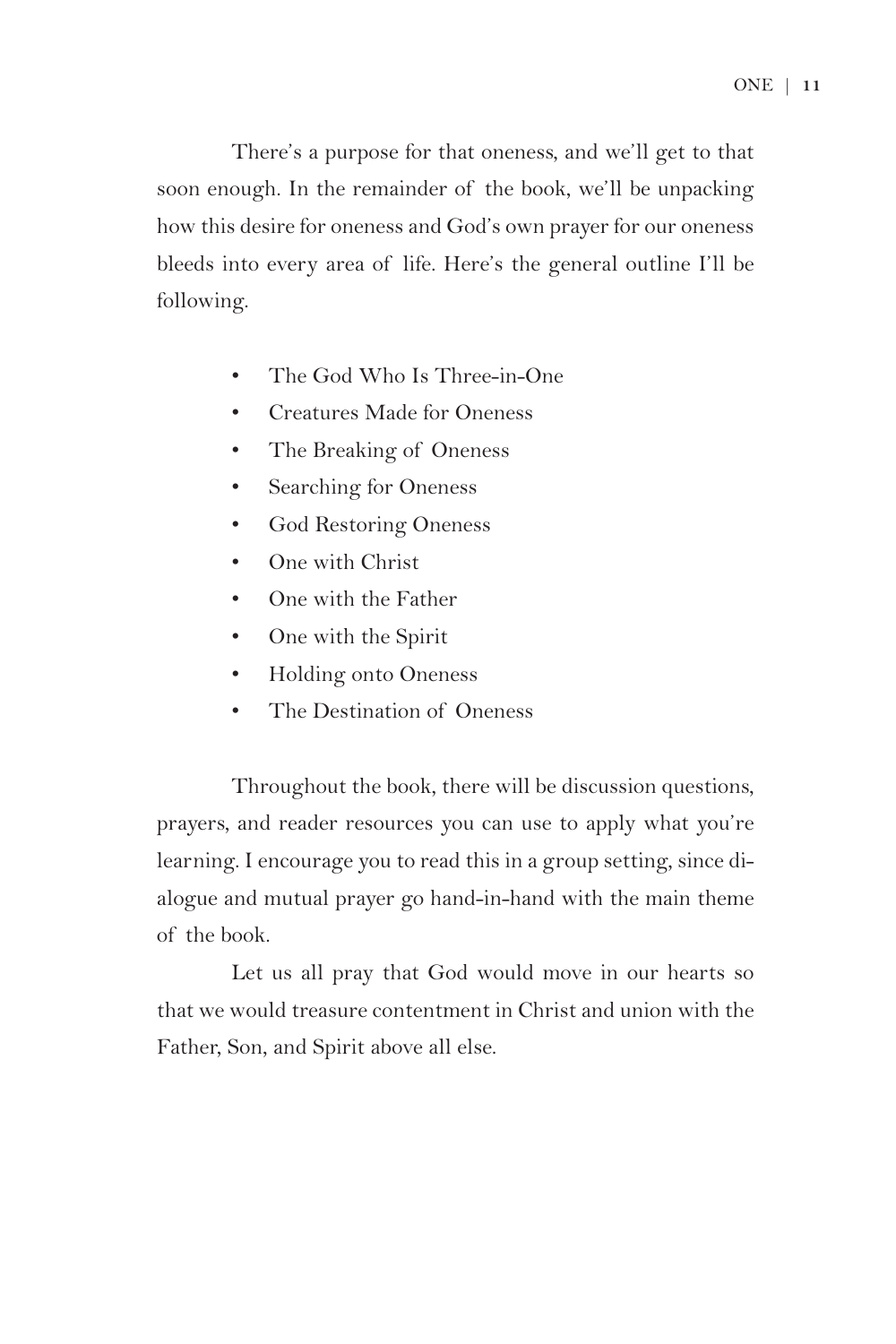There's a purpose for that oneness, and we'll get to that soon enough. In the remainder of the book, we'll be unpacking how this desire for oneness and God's own prayer for our oneness bleeds into every area of life. Here's the general outline I'll be following.

- The God Who Is Three-in-One
- Creatures Made for Oneness
- The Breaking of Oneness
- Searching for Oneness
- God Restoring Oneness
- One with Christ
- One with the Father
- One with the Spirit
- Holding onto Oneness
- The Destination of Oneness

Throughout the book, there will be discussion questions, prayers, and reader resources you can use to apply what you're learning. I encourage you to read this in a group setting, since dialogue and mutual prayer go hand-in-hand with the main theme of the book.

Let us all pray that God would move in our hearts so that we would treasure contentment in Christ and union with the Father, Son, and Spirit above all else.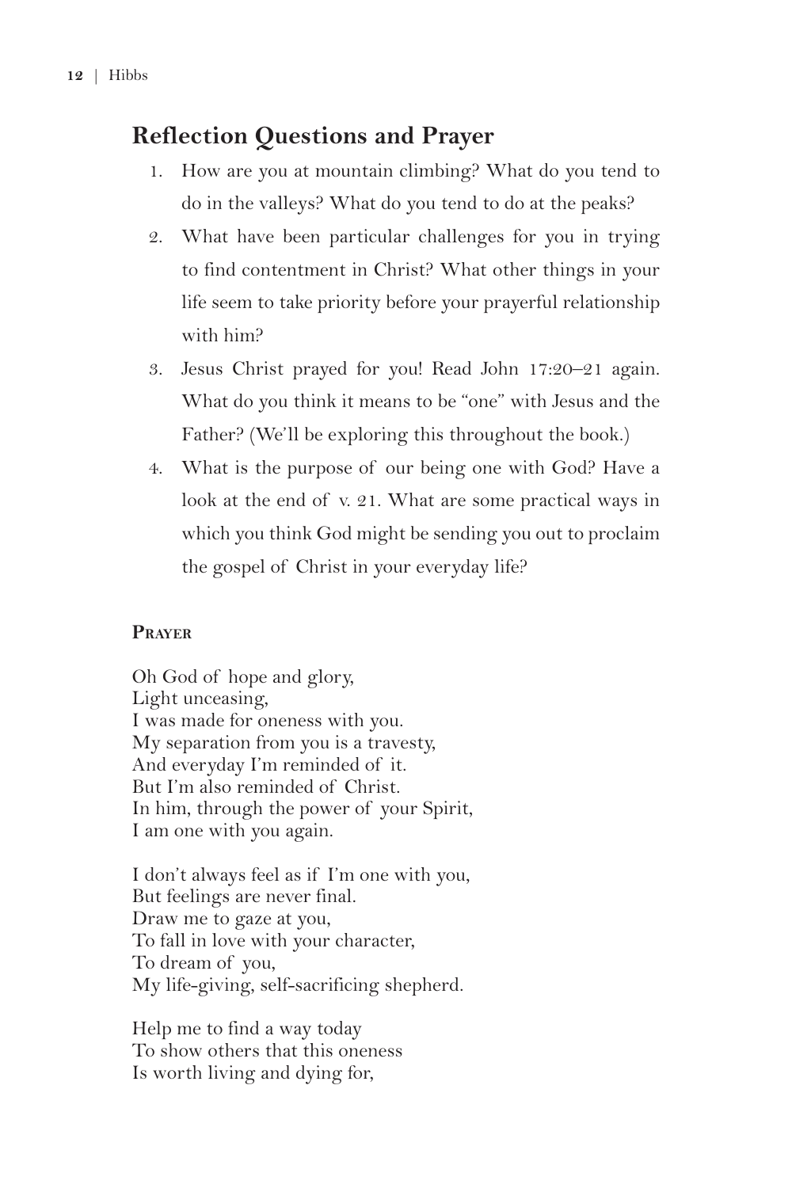## Reflection Questions and Prayer

1. How are you at mountain climbing? What do you tend to do in the valleys? What do you tend to do at the peaks?
2. What have been particular challenges for you in trying to find contentment in Christ? What other things in your life seem to take priority before your prayerful relationship with him?
3. Jesus Christ prayed for you! Read John 17:20–21 again. What do you think it means to be "one" with Jesus and the Father? (We'll be exploring this throughout the book.)
4. What is the purpose of our being one with God? Have a look at the end of v. 21. What are some practical ways in which you think God might be sending you out to proclaim the gospel of Christ in your everyday life?

#### Prayer

Oh God of hope and glory,
Light unceasing,
I was made for oneness with you.
My separation from you is a travesty,
And everyday I'm reminded of it.
But I'm also reminded of Christ.
In him, through the power of your Spirit,
I am one with you again.

I don't always feel as if I'm one with you,
But feelings are never final.
Draw me to gaze at you,
To fall in love with your character,
To dream of you,
My life-giving, self-sacrificing shepherd.

Help me to find a way today
To show others that this oneness
Is worth living and dying for,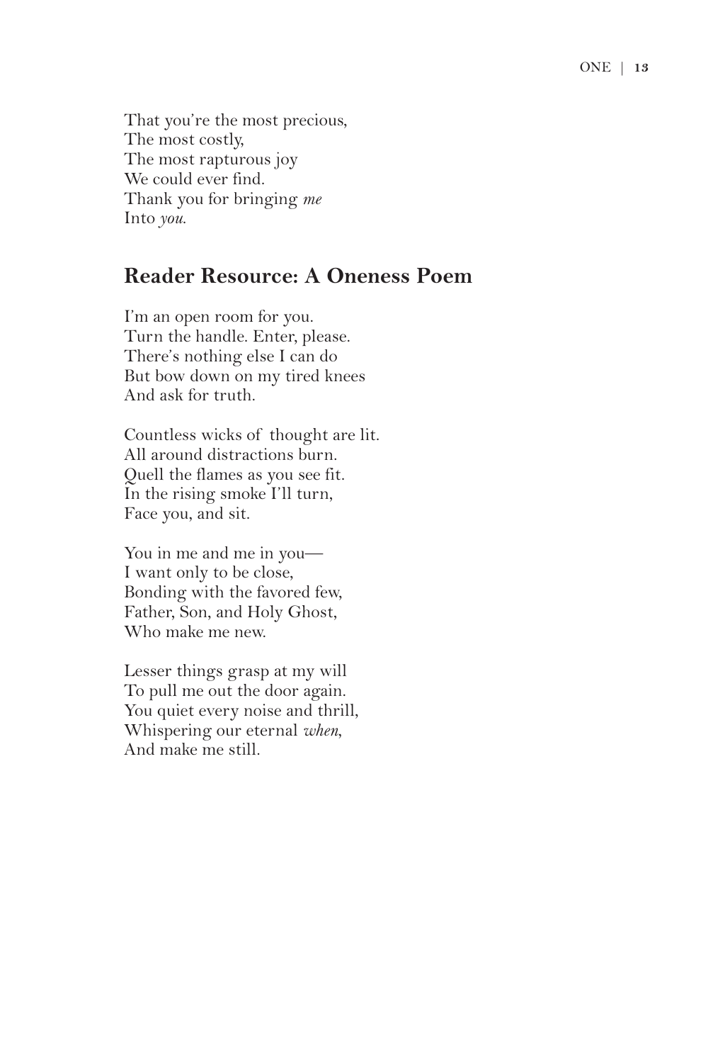That you're the most precious,  
The most costly,  
The most rapturous joy  
We could ever find.  
Thank you for bringing *me*  
Into *you*.

## Reader Resource: A Oneness Poem

I'm an open room for you.  
Turn the handle. Enter, please.  
There's nothing else I can do  
But bow down on my tired knees  
And ask for truth.

Countless wicks of thought are lit.  
All around distractions burn.  
Quell the flames as you see fit.  
In the rising smoke I'll turn,  
Face you, and sit.

You in me and me in you—  
I want only to be close,  
Bonding with the favored few,  
Father, Son, and Holy Ghost,  
Who make me new.

Lesser things grasp at my will  
To pull me out the door again.  
You quiet every noise and thrill,  
Whispering our eternal *when*,  
And make me still.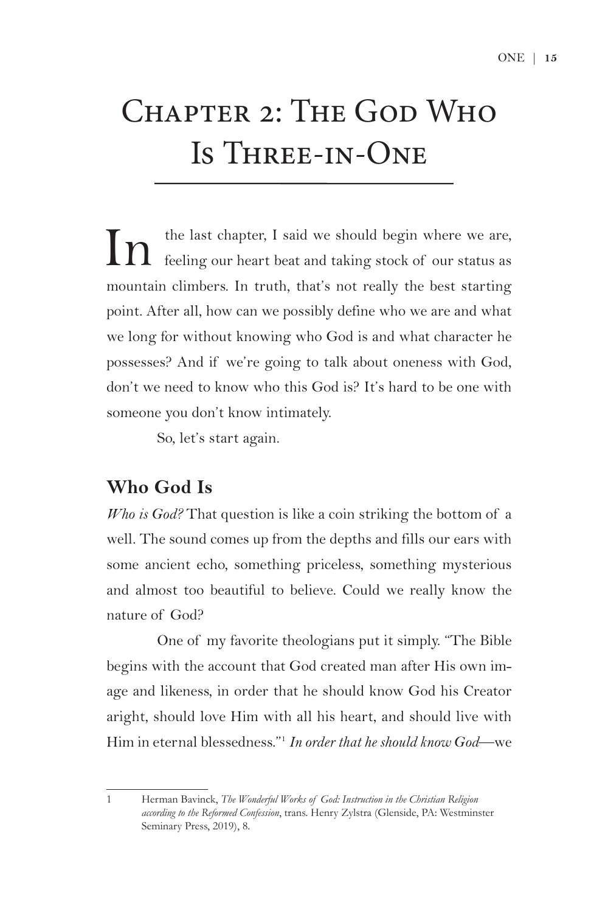# Chapter 2: The God Who Is Three-in-One

In the last chapter, I said we should begin where we are, feeling our heart beat and taking stock of our status as mountain climbers. In truth, that's not really the best starting point. After all, how can we possibly define who we are and what we long for without knowing who God is and what character he possesses? And if we're going to talk about oneness with God, don't we need to know who this God is? It's hard to be one with someone you don't know intimately.

So, let's start again.

## Who God Is

*Who is God?* That question is like a coin striking the bottom of a well. The sound comes up from the depths and fills our ears with some ancient echo, something priceless, something mysterious and almost too beautiful to believe. Could we really know the nature of God?

One of my favorite theologians put it simply. "The Bible begins with the account that God created man after His own image and likeness, in order that he should know God his Creator aright, should love Him with all his heart, and should live with Him in eternal blessedness."[1] *In order that he should know God*—we

---

1 Herman Bavinck, *The Wonderful Works of God: Instruction in the Christian Religion according to the Reformed Confession*, trans. Henry Zylstra (Glenside, PA: Westminster Seminary Press, 2019), 8.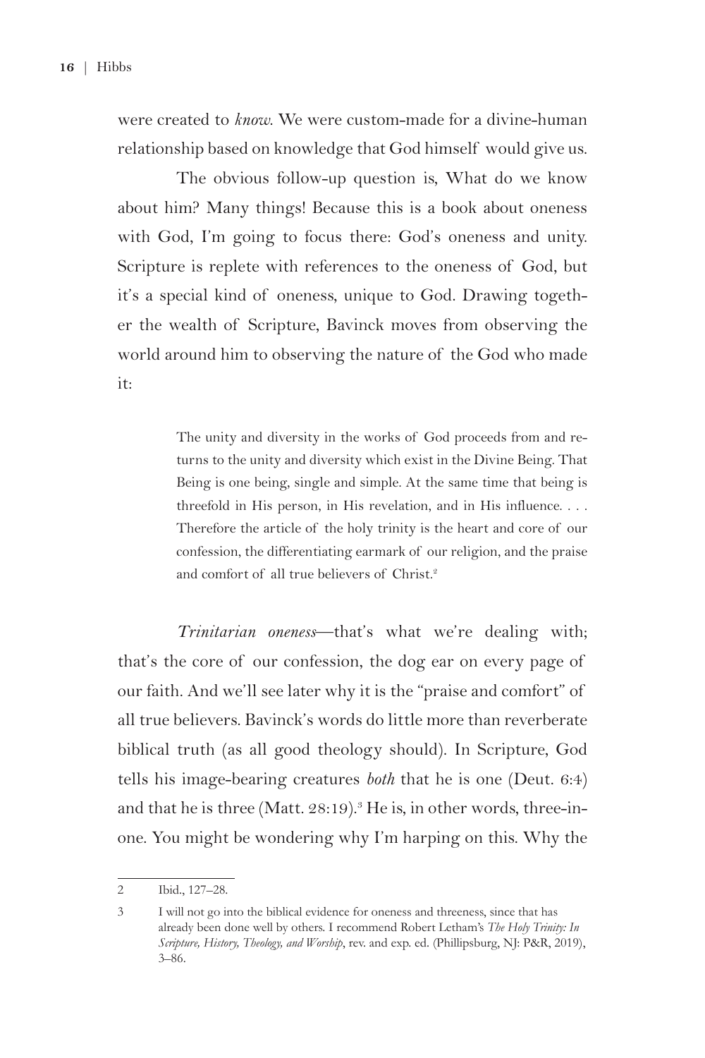were created to *know*. We were custom-made for a divine-human relationship based on knowledge that God himself would give us.

The obvious follow-up question is, What do we know about him? Many things! Because this is a book about oneness with God, I'm going to focus there: God's oneness and unity. Scripture is replete with references to the oneness of God, but it's a special kind of oneness, unique to God. Drawing together the wealth of Scripture, Bavinck moves from observing the world around him to observing the nature of the God who made it:

> The unity and diversity in the works of God proceeds from and returns to the unity and diversity which exist in the Divine Being. That Being is one being, single and simple. At the same time that being is threefold in His person, in His revelation, and in His influence. . . . Therefore the article of the holy trinity is the heart and core of our confession, the differentiating earmark of our religion, and the praise and comfort of all true believers of Christ.[2]

*Trinitarian oneness*—that's what we're dealing with; that's the core of our confession, the dog ear on every page of our faith. And we'll see later why it is the "praise and comfort" of all true believers. Bavinck's words do little more than reverberate biblical truth (as all good theology should). In Scripture, God tells his image-bearing creatures *both* that he is one (Deut. 6:4) and that he is three (Matt. 28:19).[3] He is, in other words, three-in-one. You might be wondering why I'm harping on this. Why the

---

2 Ibid., 127–28.

3 I will not go into the biblical evidence for oneness and threeness, since that has already been done well by others. I recommend Robert Letham's *The Holy Trinity: In Scripture, History, Theology, and Worship*, rev. and exp. ed. (Phillipsburg, NJ: P&R, 2019), 3–86.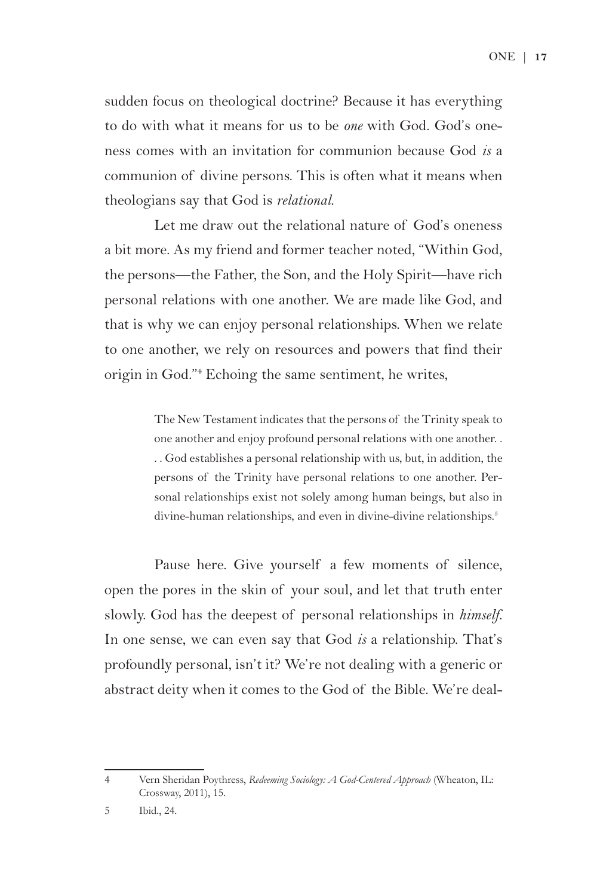sudden focus on theological doctrine? Because it has everything to do with what it means for us to be *one* with God. God's oneness comes with an invitation for communion because God *is* a communion of divine persons. This is often what it means when theologians say that God is *relational*.

Let me draw out the relational nature of God's oneness a bit more. As my friend and former teacher noted, "Within God, the persons—the Father, the Son, and the Holy Spirit—have rich personal relations with one another. We are made like God, and that is why we can enjoy personal relationships. When we relate to one another, we rely on resources and powers that find their origin in God."[4] Echoing the same sentiment, he writes,

> The New Testament indicates that the persons of the Trinity speak to one another and enjoy profound personal relations with one another. . . . God establishes a personal relationship with us, but, in addition, the persons of the Trinity have personal relations to one another. Personal relationships exist not solely among human beings, but also in divine-human relationships, and even in divine-divine relationships.[5]

Pause here. Give yourself a few moments of silence, open the pores in the skin of your soul, and let that truth enter slowly. God has the deepest of personal relationships in *himself*. In one sense, we can even say that God *is* a relationship. That's profoundly personal, isn't it? We're not dealing with a generic or abstract deity when it comes to the God of the Bible. We're deal-

---

4 Vern Sheridan Poythress, *Redeeming Sociology: A God-Centered Approach* (Wheaton, IL: Crossway, 2011), 15.

5 Ibid., 24.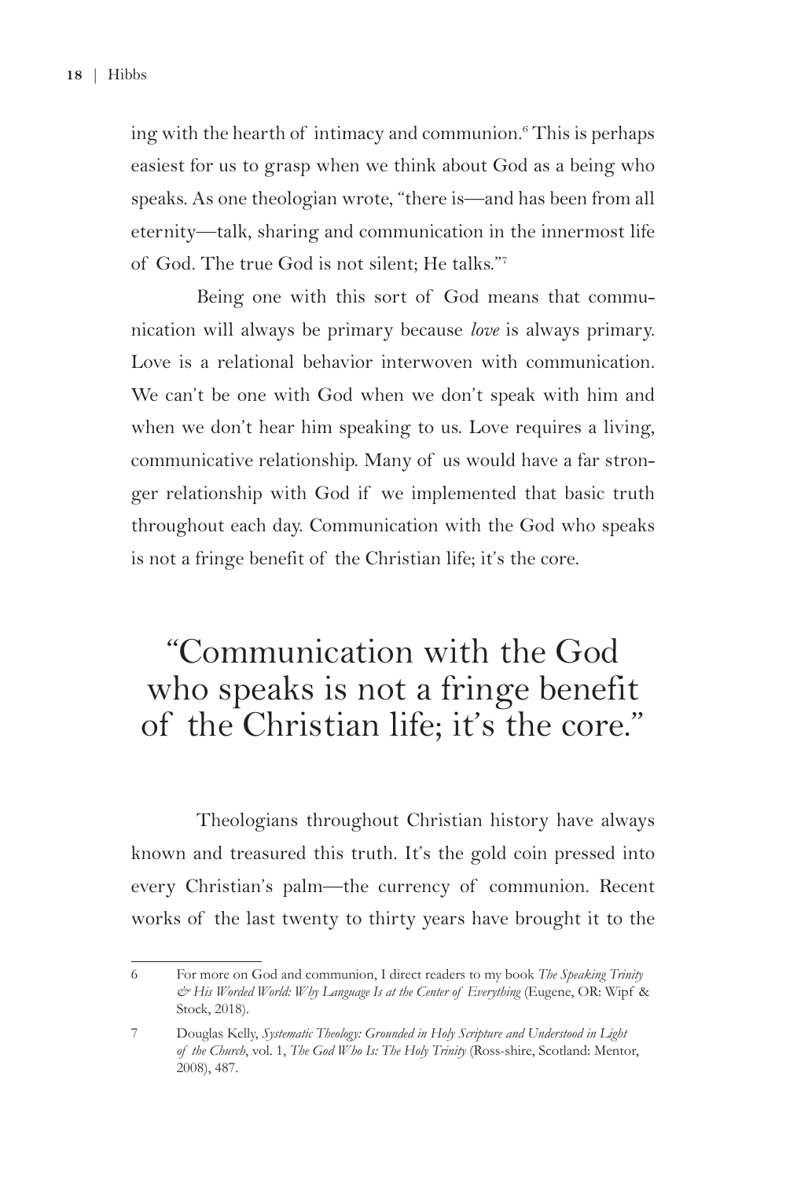ing with the hearth of intimacy and communion.[6] This is perhaps easiest for us to grasp when we think about God as a being who speaks. As one theologian wrote, "there is—and has been from all eternity—talk, sharing and communication in the innermost life of God. The true God is not silent; He talks."[7]

Being one with this sort of God means that communication will always be primary because *love* is always primary. Love is a relational behavior interwoven with communication. We can't be one with God when we don't speak with him and when we don't hear him speaking to us. Love requires a living, communicative relationship. Many of us would have a far stronger relationship with God if we implemented that basic truth throughout each day. Communication with the God who speaks is not a fringe benefit of the Christian life; it's the core.

> "Communication with the God who speaks is not a fringe benefit of the Christian life; it's the core."

Theologians throughout Christian history have always known and treasured this truth. It's the gold coin pressed into every Christian's palm—the currency of communion. Recent works of the last twenty to thirty years have brought it to the

---

6 For more on God and communion, I direct readers to my book *The Speaking Trinity & His Worded World: Why Language Is at the Center of Everything* (Eugene, OR: Wipf & Stock, 2018).

7 Douglas Kelly, *Systematic Theology: Grounded in Holy Scripture and Understood in Light of the Church*, vol. 1, *The God Who Is: The Holy Trinity* (Ross-shire, Scotland: Mentor, 2008), 487.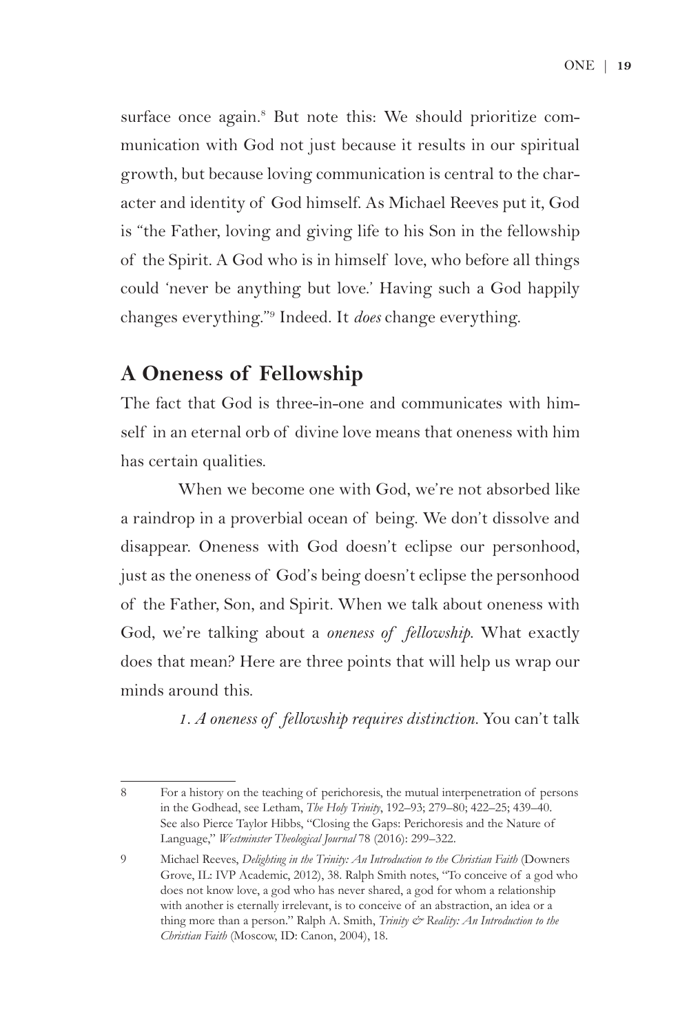surface once again.[8] But note this: We should prioritize communication with God not just because it results in our spiritual growth, but because loving communication is central to the character and identity of God himself. As Michael Reeves put it, God is "the Father, loving and giving life to his Son in the fellowship of the Spirit. A God who is in himself love, who before all things could 'never be anything but love.' Having such a God happily changes everything."[9] Indeed. It *does* change everything.

## A Oneness of Fellowship

The fact that God is three-in-one and communicates with himself in an eternal orb of divine love means that oneness with him has certain qualities.

When we become one with God, we're not absorbed like a raindrop in a proverbial ocean of being. We don't dissolve and disappear. Oneness with God doesn't eclipse our personhood, just as the oneness of God's being doesn't eclipse the personhood of the Father, Son, and Spirit. When we talk about oneness with God, we're talking about a *oneness of fellowship*. What exactly does that mean? Here are three points that will help us wrap our minds around this.

*1. A oneness of fellowship requires distinction.* You can't talk

---

8 For a history on the teaching of perichoresis, the mutual interpenetration of persons in the Godhead, see Letham, *The Holy Trinity*, 192–93; 279–80; 422–25; 439–40. See also Pierce Taylor Hibbs, "Closing the Gaps: Perichoresis and the Nature of Language," *Westminster Theological Journal* 78 (2016): 299–322.

9 Michael Reeves, *Delighting in the Trinity: An Introduction to the Christian Faith* (Downers Grove, IL: IVP Academic, 2012), 38. Ralph Smith notes, "To conceive of a god who does not know love, a god who has never shared, a god for whom a relationship with another is eternally irrelevant, is to conceive of an abstraction, an idea or a thing more than a person." Ralph A. Smith, *Trinity & Reality: An Introduction to the Christian Faith* (Moscow, ID: Canon, 2004), 18.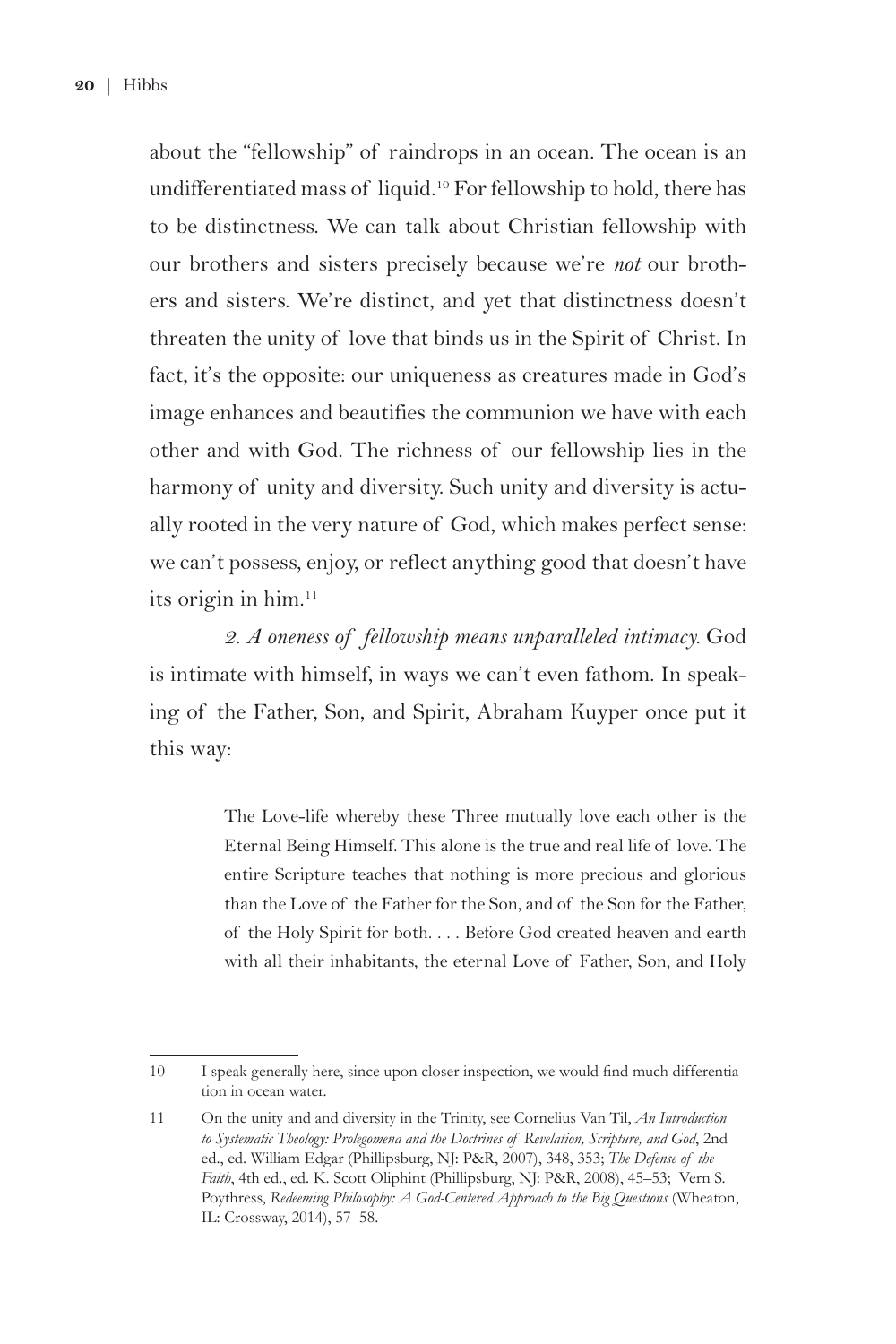about the "fellowship" of raindrops in an ocean. The ocean is an undifferentiated mass of liquid.[10] For fellowship to hold, there has to be distinctness. We can talk about Christian fellowship with our brothers and sisters precisely because we're *not* our brothers and sisters. We're distinct, and yet that distinctness doesn't threaten the unity of love that binds us in the Spirit of Christ. In fact, it's the opposite: our uniqueness as creatures made in God's image enhances and beautifies the communion we have with each other and with God. The richness of our fellowship lies in the harmony of unity and diversity. Such unity and diversity is actually rooted in the very nature of God, which makes perfect sense: we can't possess, enjoy, or reflect anything good that doesn't have its origin in him.[11]

*2. A oneness of fellowship means unparalleled intimacy.* God is intimate with himself, in ways we can't even fathom. In speaking of the Father, Son, and Spirit, Abraham Kuyper once put it this way:

> The Love-life whereby these Three mutually love each other is the Eternal Being Himself. This alone is the true and real life of love. The entire Scripture teaches that nothing is more precious and glorious than the Love of the Father for the Son, and of the Son for the Father, of the Holy Spirit for both. . . . Before God created heaven and earth with all their inhabitants, the eternal Love of Father, Son, and Holy

---

10 I speak generally here, since upon closer inspection, we would find much differentiation in ocean water.

11 On the unity and and diversity in the Trinity, see Cornelius Van Til, *An Introduction to Systematic Theology: Prolegomena and the Doctrines of Revelation, Scripture, and God*, 2nd ed., ed. William Edgar (Phillipsburg, NJ: P&R, 2007), 348, 353; *The Defense of the Faith*, 4th ed., ed. K. Scott Oliphint (Phillipsburg, NJ: P&R, 2008), 45–53; Vern S. Poythress, *Redeeming Philosophy: A God-Centered Approach to the Big Questions* (Wheaton, IL: Crossway, 2014), 57–58.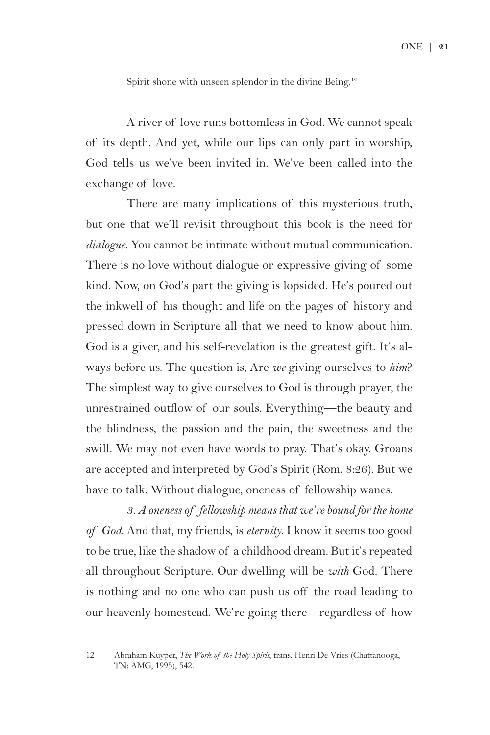Spirit shone with unseen splendor in the divine Being.[12]

A river of love runs bottomless in God. We cannot speak of its depth. And yet, while our lips can only part in worship, God tells us we've been invited in. We've been called into the exchange of love.

There are many implications of this mysterious truth, but one that we'll revisit throughout this book is the need for *dialogue*. You cannot be intimate without mutual communication. There is no love without dialogue or expressive giving of some kind. Now, on God's part the giving is lopsided. He's poured out the inkwell of his thought and life on the pages of history and pressed down in Scripture all that we need to know about him. God is a giver, and his self-revelation is the greatest gift. It's always before us. The question is, Are *we* giving ourselves to *him*? The simplest way to give ourselves to God is through prayer, the unrestrained outflow of our souls. Everything—the beauty and the blindness, the passion and the pain, the sweetness and the swill. We may not even have words to pray. That's okay. Groans are accepted and interpreted by God's Spirit (Rom. 8:26). But we have to talk. Without dialogue, oneness of fellowship wanes.

*3. A oneness of fellowship means that we're bound for the home of God.* And that, my friends, is *eternity*. I know it seems too good to be true, like the shadow of a childhood dream. But it's repeated all throughout Scripture. Our dwelling will be *with* God. There is nothing and no one who can push us off the road leading to our heavenly homestead. We're going there—regardless of how

---

12 Abraham Kuyper, *The Work of the Holy Spirit*, trans. Henri De Vries (Chattanooga, TN: AMG, 1995), 542.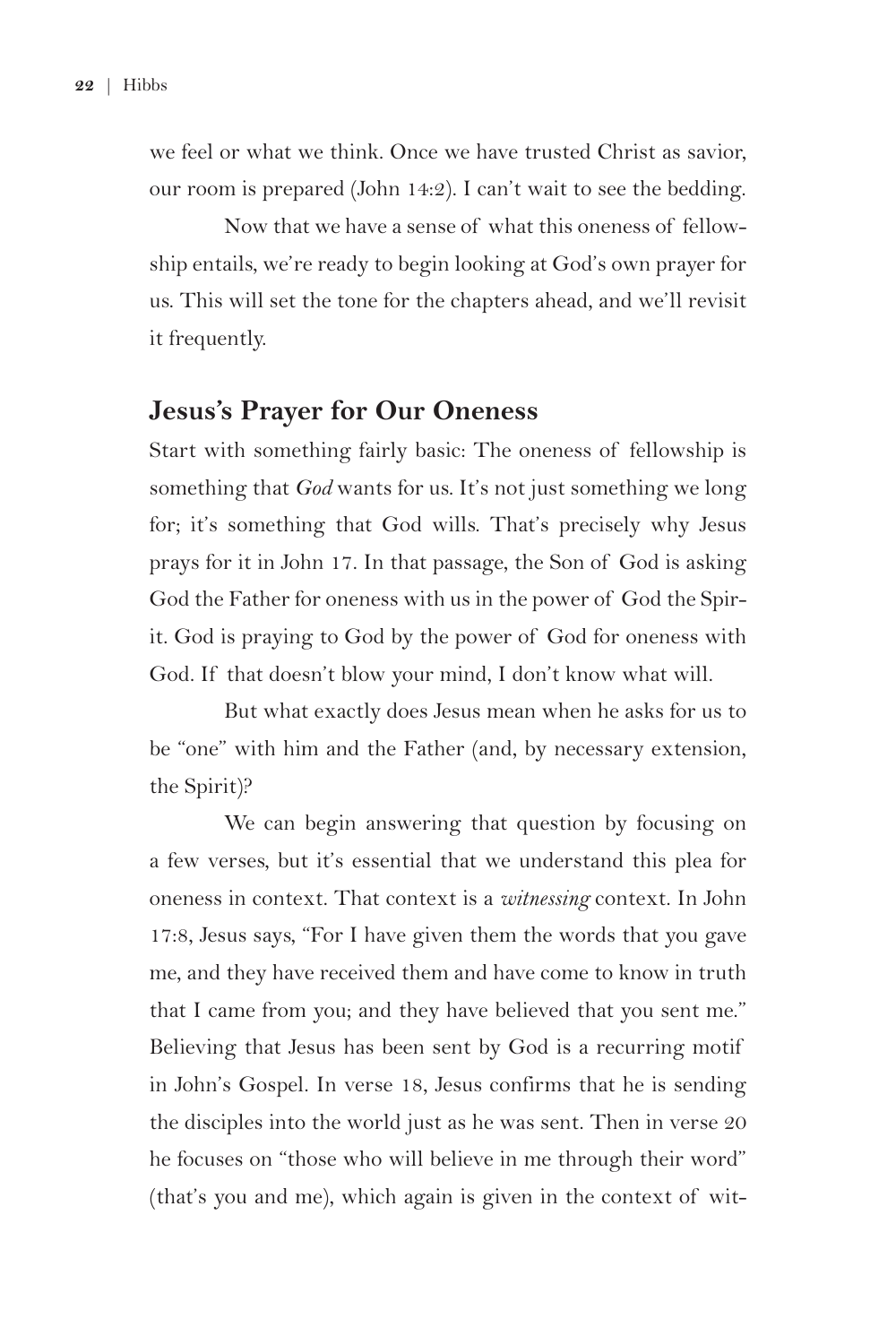we feel or what we think. Once we have trusted Christ as savior, our room is prepared (John 14:2). I can't wait to see the bedding.

Now that we have a sense of what this oneness of fellowship entails, we're ready to begin looking at God's own prayer for us. This will set the tone for the chapters ahead, and we'll revisit it frequently.

## Jesus's Prayer for Our Oneness

Start with something fairly basic: The oneness of fellowship is something that *God* wants for us. It's not just something we long for; it's something that God wills. That's precisely why Jesus prays for it in John 17. In that passage, the Son of God is asking God the Father for oneness with us in the power of God the Spirit. God is praying to God by the power of God for oneness with God. If that doesn't blow your mind, I don't know what will.

But what exactly does Jesus mean when he asks for us to be "one" with him and the Father (and, by necessary extension, the Spirit)?

We can begin answering that question by focusing on a few verses, but it's essential that we understand this plea for oneness in context. That context is a *witnessing* context. In John 17:8, Jesus says, "For I have given them the words that you gave me, and they have received them and have come to know in truth that I came from you; and they have believed that you sent me." Believing that Jesus has been sent by God is a recurring motif in John's Gospel. In verse 18, Jesus confirms that he is sending the disciples into the world just as he was sent. Then in verse 20 he focuses on "those who will believe in me through their word" (that's you and me), which again is given in the context of wit-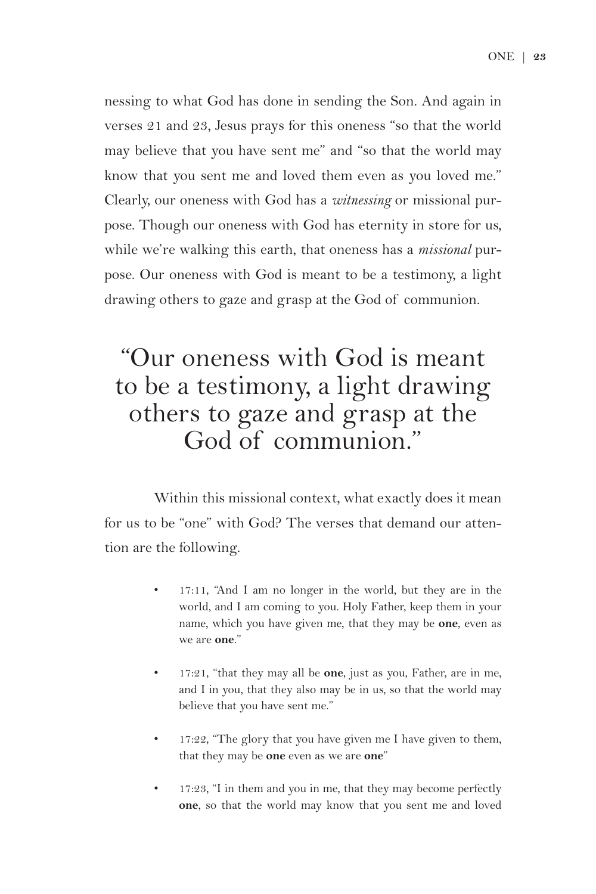nessing to what God has done in sending the Son. And again in verses 21 and 23, Jesus prays for this oneness "so that the world may believe that you have sent me" and "so that the world may know that you sent me and loved them even as you loved me." Clearly, our oneness with God has a *witnessing* or missional purpose. Though our oneness with God has eternity in store for us, while we're walking this earth, that oneness has a *missional* purpose. Our oneness with God is meant to be a testimony, a light drawing others to gaze and grasp at the God of communion.

> "Our oneness with God is meant to be a testimony, a light drawing others to gaze and grasp at the God of communion."

Within this missional context, what exactly does it mean for us to be "one" with God? The verses that demand our attention are the following.

- 17:11, "And I am no longer in the world, but they are in the world, and I am coming to you. Holy Father, keep them in your name, which you have given me, that they may be **one**, even as we are **one**."
- 17:21, "that they may all be **one**, just as you, Father, are in me, and I in you, that they also may be in us, so that the world may believe that you have sent me."
- 17:22, "The glory that you have given me I have given to them, that they may be **one** even as we are **one**"
- 17:23, "I in them and you in me, that they may become perfectly **one**, so that the world may know that you sent me and loved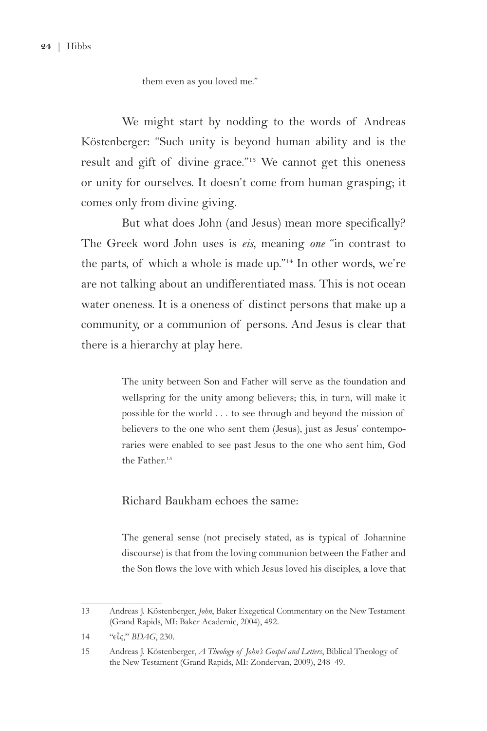them even as you loved me."

We might start by nodding to the words of Andreas Köstenberger: "Such unity is beyond human ability and is the result and gift of divine grace."[13] We cannot get this oneness or unity for ourselves. It doesn't come from human grasping; it comes only from divine giving.

But what does John (and Jesus) mean more specifically? The Greek word John uses is *eis*, meaning *one* "in contrast to the parts, of which a whole is made up."[14] In other words, we're are not talking about an undifferentiated mass. This is not ocean water oneness. It is a oneness of distinct persons that make up a community, or a communion of persons. And Jesus is clear that there is a hierarchy at play here.

> The unity between Son and Father will serve as the foundation and wellspring for the unity among believers; this, in turn, will make it possible for the world . . . to see through and beyond the mission of believers to the one who sent them (Jesus), just as Jesus' contemporaries were enabled to see past Jesus to the one who sent him, God the Father.[15]

Richard Baukham echoes the same:

> The general sense (not precisely stated, as is typical of Johannine discourse) is that from the loving communion between the Father and the Son flows the love with which Jesus loved his disciples, a love that

---

13 Andreas J. Köstenberger, *John*, Baker Exegetical Commentary on the New Testament (Grand Rapids, MI: Baker Academic, 2004), 492.

14 "εἷς," *BDAG*, 230.

15 Andreas J. Köstenberger, *A Theology of John's Gospel and Letters*, Biblical Theology of the New Testament (Grand Rapids, MI: Zondervan, 2009), 248–49.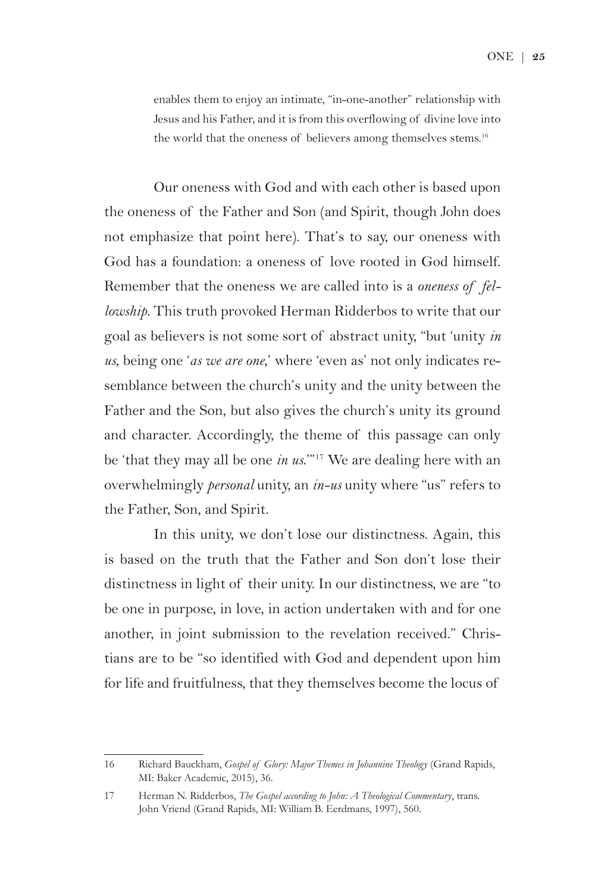> enables them to enjoy an intimate, "in-one-another" relationship with Jesus and his Father, and it is from this overflowing of divine love into the world that the oneness of believers among themselves stems.[16]

Our oneness with God and with each other is based upon the oneness of the Father and Son (and Spirit, though John does not emphasize that point here). That's to say, our oneness with God has a foundation: a oneness of love rooted in God himself. Remember that the oneness we are called into is a *oneness of fellowship*. This truth provoked Herman Ridderbos to write that our goal as believers is not some sort of abstract unity, "but 'unity *in us*, being one '*as we are one*,' where 'even as' not only indicates resemblance between the church's unity and the unity between the Father and the Son, but also gives the church's unity its ground and character. Accordingly, the theme of this passage can only be 'that they may all be one *in us*.'"[17] We are dealing here with an overwhelmingly *personal* unity, an *in-us* unity where "us" refers to the Father, Son, and Spirit.

In this unity, we don't lose our distinctness. Again, this is based on the truth that the Father and Son don't lose their distinctness in light of their unity. In our distinctness, we are "to be one in purpose, in love, in action undertaken with and for one another, in joint submission to the revelation received." Christians are to be "so identified with God and dependent upon him for life and fruitfulness, that they themselves become the locus of

---

16 Richard Bauckham, *Gospel of Glory: Major Themes in Johannine Theology* (Grand Rapids, MI: Baker Academic, 2015), 36.

17 Herman N. Ridderbos, *The Gospel according to John: A Theological Commentary*, trans. John Vriend (Grand Rapids, MI: William B. Eerdmans, 1997), 560.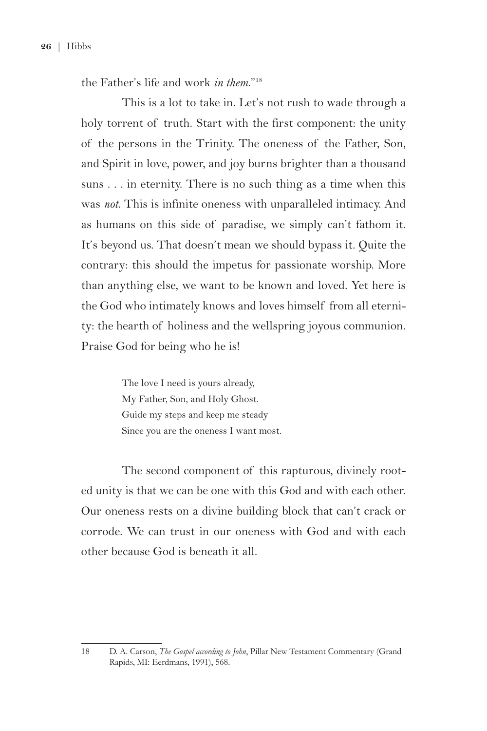the Father's life and work *in them*."[18]

This is a lot to take in. Let's not rush to wade through a holy torrent of truth. Start with the first component: the unity of the persons in the Trinity. The oneness of the Father, Son, and Spirit in love, power, and joy burns brighter than a thousand suns . . . in eternity. There is no such thing as a time when this was *not*. This is infinite oneness with unparalleled intimacy. And as humans on this side of paradise, we simply can't fathom it. It's beyond us. That doesn't mean we should bypass it. Quite the contrary: this should the impetus for passionate worship. More than anything else, we want to be known and loved. Yet here is the God who intimately knows and loves himself from all eternity: the hearth of holiness and the wellspring joyous communion. Praise God for being who he is!

> The love I need is yours already,
> My Father, Son, and Holy Ghost.
> Guide my steps and keep me steady
> Since you are the oneness I want most.

The second component of this rapturous, divinely rooted unity is that we can be one with this God and with each other. Our oneness rests on a divine building block that can't crack or corrode. We can trust in our oneness with God and with each other because God is beneath it all.

---

18 D. A. Carson, *The Gospel according to John*, Pillar New Testament Commentary (Grand Rapids, MI: Eerdmans, 1991), 568.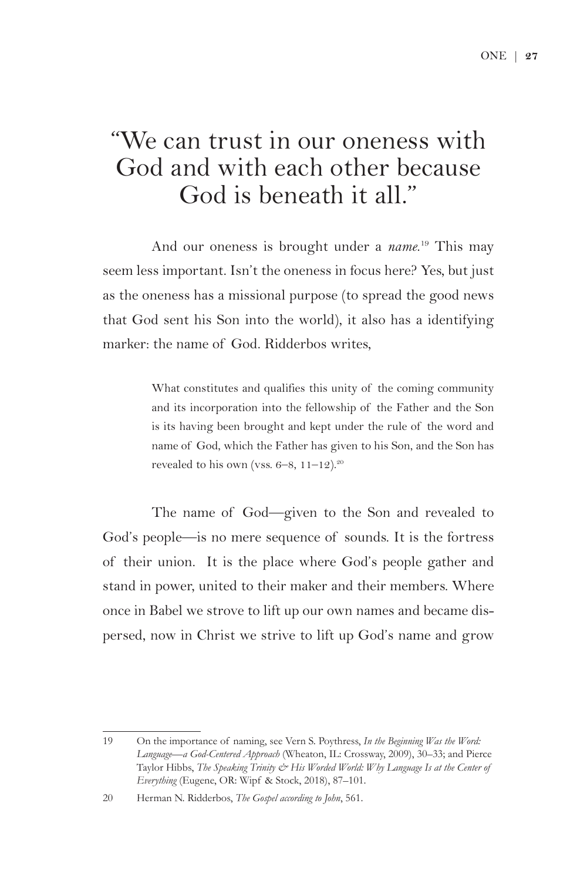> "We can trust in our oneness with God and with each other because God is beneath it all."

And our oneness is brought under a *name*.[19] This may seem less important. Isn't the oneness in focus here? Yes, but just as the oneness has a missional purpose (to spread the good news that God sent his Son into the world), it also has a identifying marker: the name of God. Ridderbos writes,

> What constitutes and qualifies this unity of the coming community and its incorporation into the fellowship of the Father and the Son is its having been brought and kept under the rule of the word and name of God, which the Father has given to his Son, and the Son has revealed to his own (vss. 6–8, 11–12).[20]

The name of God—given to the Son and revealed to God's people—is no mere sequence of sounds. It is the fortress of their union. It is the place where God's people gather and stand in power, united to their maker and their members. Where once in Babel we strove to lift up our own names and became dispersed, now in Christ we strive to lift up God's name and grow

---

19 On the importance of naming, see Vern S. Poythress, *In the Beginning Was the Word: Language—a God-Centered Approach* (Wheaton, IL: Crossway, 2009), 30–33; and Pierce Taylor Hibbs, *The Speaking Trinity & His Worded World: Why Language Is at the Center of Everything* (Eugene, OR: Wipf & Stock, 2018), 87–101.

20 Herman N. Ridderbos, *The Gospel according to John*, 561.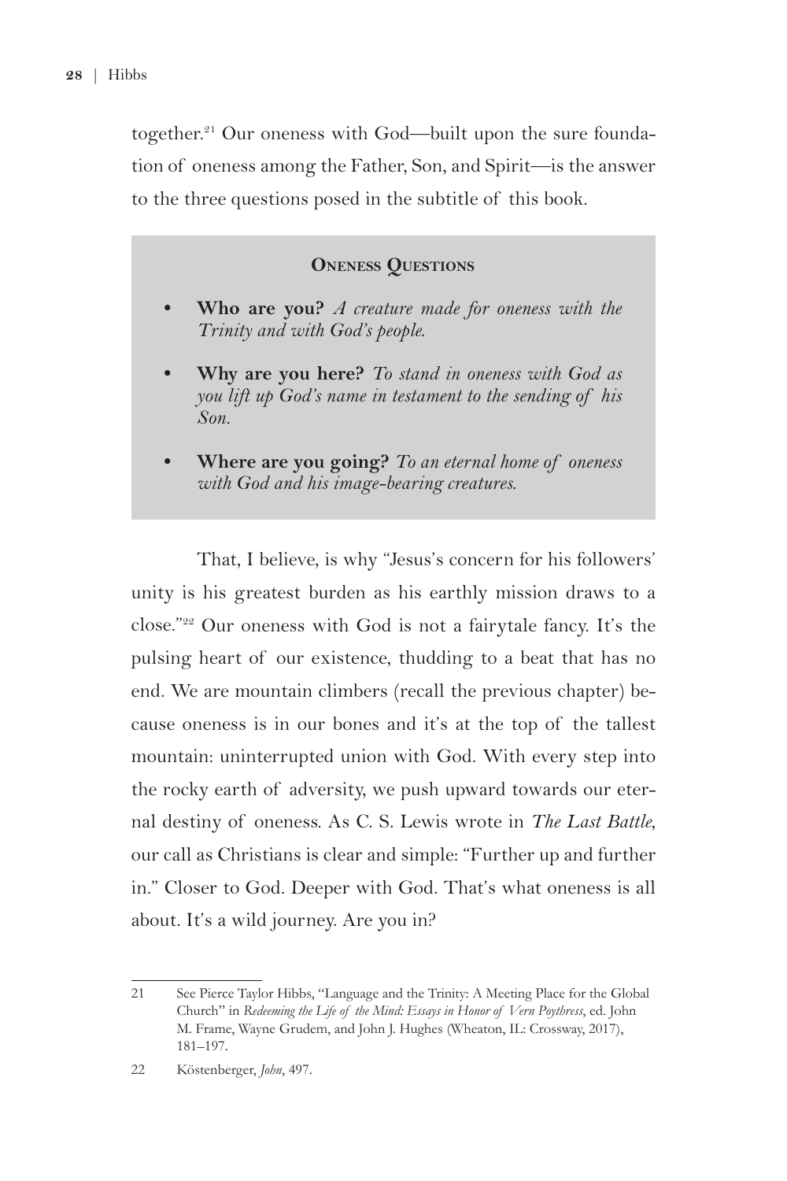together.[21] Our oneness with God—built upon the sure foundation of oneness among the Father, Son, and Spirit—is the answer to the three questions posed in the subtitle of this book.

> **ONENESS QUESTIONS**
>
> - **Who are you?** *A creature made for oneness with the Trinity and with God's people.*
> - **Why are you here?** *To stand in oneness with God as you lift up God's name in testament to the sending of his Son.*
> - **Where are you going?** *To an eternal home of oneness with God and his image-bearing creatures.*

That, I believe, is why "Jesus's concern for his followers' unity is his greatest burden as his earthly mission draws to a close."[22] Our oneness with God is not a fairytale fancy. It's the pulsing heart of our existence, thudding to a beat that has no end. We are mountain climbers (recall the previous chapter) because oneness is in our bones and it's at the top of the tallest mountain: uninterrupted union with God. With every step into the rocky earth of adversity, we push upward towards our eternal destiny of oneness. As C. S. Lewis wrote in *The Last Battle*, our call as Christians is clear and simple: "Further up and further in." Closer to God. Deeper with God. That's what oneness is all about. It's a wild journey. Are you in?

---

21 See Pierce Taylor Hibbs, "Language and the Trinity: A Meeting Place for the Global Church" in *Redeeming the Life of the Mind: Essays in Honor of Vern Poythress*, ed. John M. Frame, Wayne Grudem, and John J. Hughes (Wheaton, IL: Crossway, 2017), 181–197.

22 Köstenberger, *John*, 497.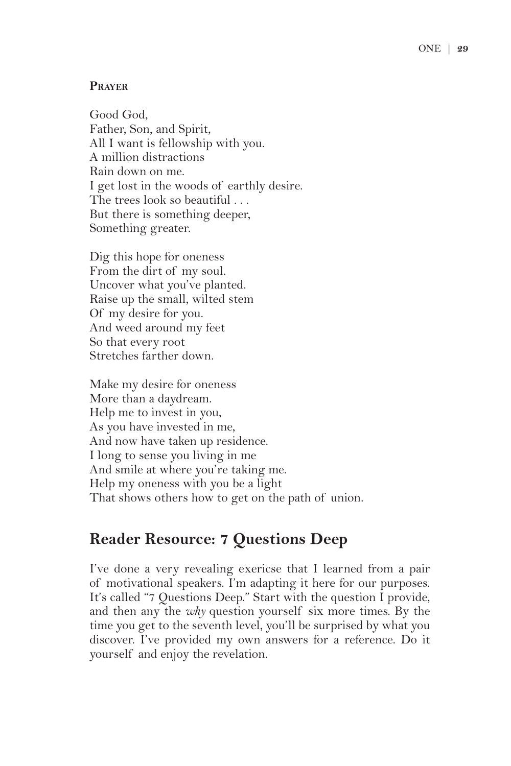**Prayer**

Good God,
Father, Son, and Spirit,
All I want is fellowship with you.
A million distractions
Rain down on me.
I get lost in the woods of earthly desire.
The trees look so beautiful . . .
But there is something deeper,
Something greater.

Dig this hope for oneness
From the dirt of my soul.
Uncover what you've planted.
Raise up the small, wilted stem
Of my desire for you.
And weed around my feet
So that every root
Stretches farther down.

Make my desire for oneness
More than a daydream.
Help me to invest in you,
As you have invested in me,
And now have taken up residence.
I long to sense you living in me
And smile at where you're taking me.
Help my oneness with you be a light
That shows others how to get on the path of union.

## Reader Resource: 7 Questions Deep

I've done a very revealing exericse that I learned from a pair of motivational speakers. I'm adapting it here for our purposes. It's called "7 Questions Deep." Start with the question I provide, and then any the *why* question yourself six more times. By the time you get to the seventh level, you'll be surprised by what you discover. I've provided my own answers for a reference. Do it yourself and enjoy the revelation.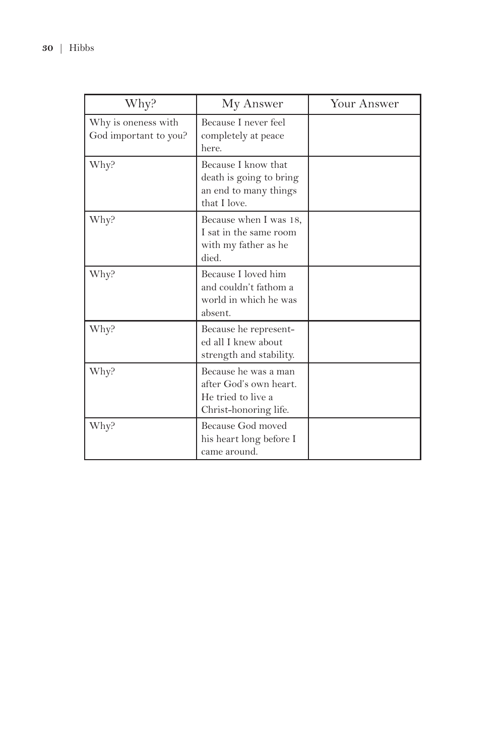| Why? | My Answer | Your Answer |
| --- | --- | --- |
| Why is oneness with God important to you? | Because I never feel completely at peace here. | |
| Why? | Because I know that death is going to bring an end to many things that I love. | |
| Why? | Because when I was 18, I sat in the same room with my father as he died. | |
| Why? | Because I loved him and couldn't fathom a world in which he was absent. | |
| Why? | Because he represented all I knew about strength and stability. | |
| Why? | Because he was a man after God's own heart. He tried to live a Christ-honoring life. | |
| Why? | Because God moved his heart long before I came around. | |